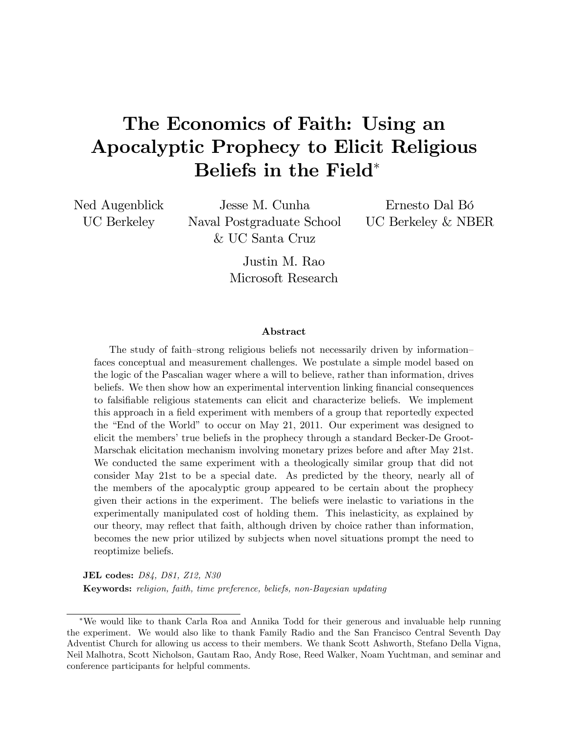# The Economics of Faith: Using an Apocalyptic Prophecy to Elicit Religious Beliefs in the Field*

Ned Augenblick
UC Berkeley

Jesse M. Cunha
Naval Postgraduate School
& UC Santa Cruz

Ernesto Dal Bó
UC Berkeley & NBER

Justin M. Rao
Microsoft Research

### Abstract

The study of faith–strong religious beliefs not necessarily driven by information–faces conceptual and measurement challenges. We postulate a simple model based on the logic of the Pascalian wager where a will to believe, rather than information, drives beliefs. We then show how an experimental intervention linking financial consequences to falsifiable religious statements can elicit and characterize beliefs. We implement this approach in a field experiment with members of a group that reportedly expected the "End of the World" to occur on May 21, 2011. Our experiment was designed to elicit the members' true beliefs in the prophecy through a standard Becker-De Groot-Marschak elicitation mechanism involving monetary prizes before and after May 21st. We conducted the same experiment with a theologically similar group that did not consider May 21st to be a special date. As predicted by the theory, nearly all of the members of the apocalyptic group appeared to be certain about the prophecy given their actions in the experiment. The beliefs were inelastic to variations in the experimentally manipulated cost of holding them. This inelasticity, as explained by our theory, may reflect that faith, although driven by choice rather than information, becomes the new prior utilized by subjects when novel situations prompt the need to reoptimize beliefs.

**JEL codes:** *D84, D81, Z12, N30*

**Keywords:** *religion, faith, time preference, beliefs, non-Bayesian updating*

---

*We would like to thank Carla Roa and Annika Todd for their generous and invaluable help running the experiment. We would also like to thank Family Radio and the San Francisco Central Seventh Day Adventist Church for allowing us access to their members. We thank Scott Ashworth, Stefano Della Vigna, Neil Malhotra, Scott Nicholson, Gautam Rao, Andy Rose, Reed Walker, Noam Yuchtman, and seminar and conference participants for helpful comments.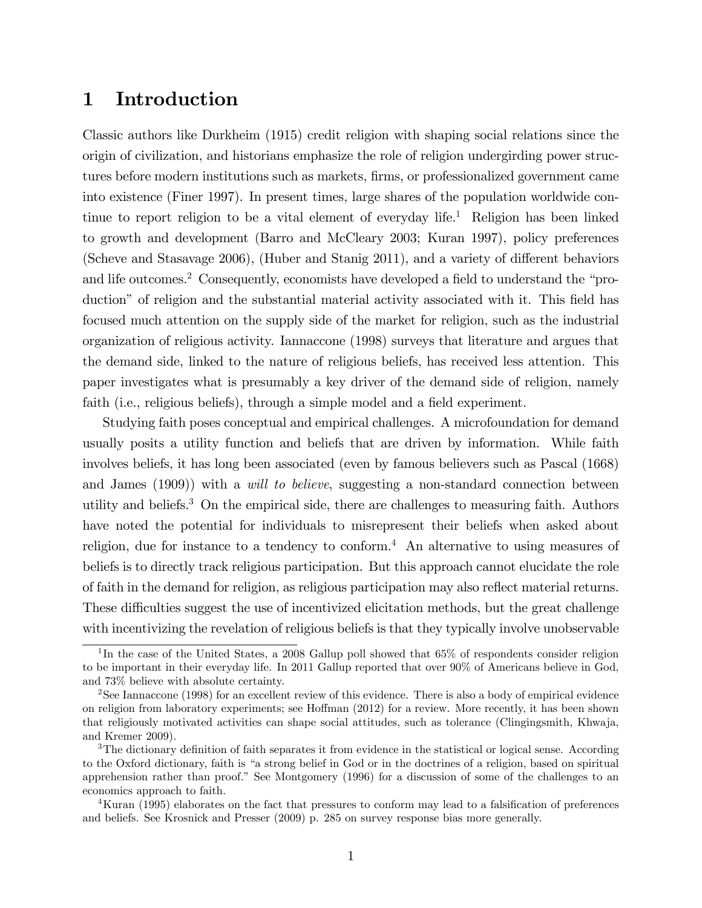# 1 Introduction

Classic authors like Durkheim (1915) credit religion with shaping social relations since the origin of civilization, and historians emphasize the role of religion undergirding power structures before modern institutions such as markets, firms, or professionalized government came into existence (Finer 1997). In present times, large shares of the population worldwide continue to report religion to be a vital element of everyday life.[1] Religion has been linked to growth and development (Barro and McCleary 2003; Kuran 1997), policy preferences (Scheve and Stasavage 2006), (Huber and Stanig 2011), and a variety of different behaviors and life outcomes.[2] Consequently, economists have developed a field to understand the "production" of religion and the substantial material activity associated with it. This field has focused much attention on the supply side of the market for religion, such as the industrial organization of religious activity. Iannaccone (1998) surveys that literature and argues that the demand side, linked to the nature of religious beliefs, has received less attention. This paper investigates what is presumably a key driver of the demand side of religion, namely faith (i.e., religious beliefs), through a simple model and a field experiment.

Studying faith poses conceptual and empirical challenges. A microfoundation for demand usually posits a utility function and beliefs that are driven by information. While faith involves beliefs, it has long been associated (even by famous believers such as Pascal (1668) and James (1909)) with a *will to believe*, suggesting a non-standard connection between utility and beliefs.[3] On the empirical side, there are challenges to measuring faith. Authors have noted the potential for individuals to misrepresent their beliefs when asked about religion, due for instance to a tendency to conform.[4] An alternative to using measures of beliefs is to directly track religious participation. But this approach cannot elucidate the role of faith in the demand for religion, as religious participation may also reflect material returns. These difficulties suggest the use of incentivized elicitation methods, but the great challenge with incentivizing the revelation of religious beliefs is that they typically involve unobservable

[1] In the case of the United States, a 2008 Gallup poll showed that 65% of respondents consider religion to be important in their everyday life. In 2011 Gallup reported that over 90% of Americans believe in God, and 73% believe with absolute certainty.

[2] See Iannaccone (1998) for an excellent review of this evidence. There is also a body of empirical evidence on religion from laboratory experiments; see Hoffman (2012) for a review. More recently, it has been shown that religiously motivated activities can shape social attitudes, such as tolerance (Clingingsmith, Khwaja, and Kremer 2009).

[3] The dictionary definition of faith separates it from evidence in the statistical or logical sense. According to the Oxford dictionary, faith is "a strong belief in God or in the doctrines of a religion, based on spiritual apprehension rather than proof." See Montgomery (1996) for a discussion of some of the challenges to an economics approach to faith.

[4] Kuran (1995) elaborates on the fact that pressures to conform may lead to a falsification of preferences and beliefs. See Krosnick and Presser (2009) p. 285 on survey response bias more generally.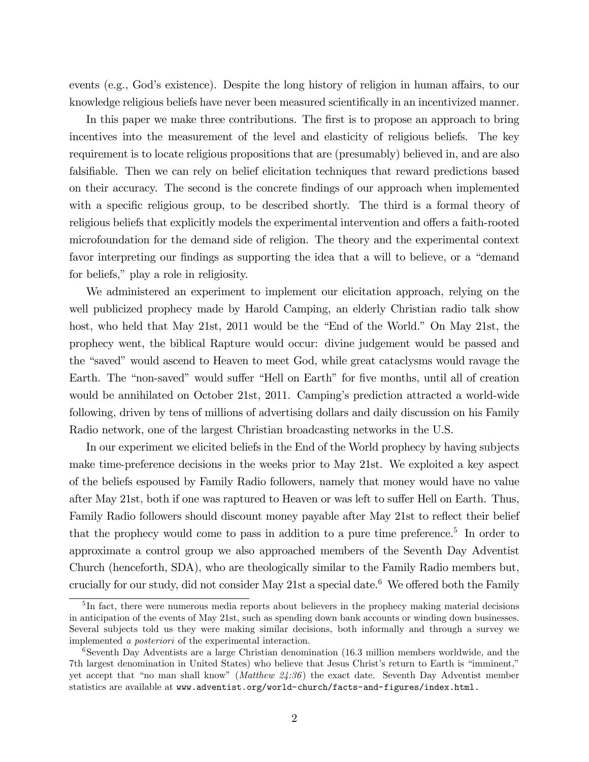events (e.g., God's existence). Despite the long history of religion in human affairs, to our knowledge religious beliefs have never been measured scientifically in an incentivized manner.

In this paper we make three contributions. The first is to propose an approach to bring incentives into the measurement of the level and elasticity of religious beliefs. The key requirement is to locate religious propositions that are (presumably) believed in, and are also falsifiable. Then we can rely on belief elicitation techniques that reward predictions based on their accuracy. The second is the concrete findings of our approach when implemented with a specific religious group, to be described shortly. The third is a formal theory of religious beliefs that explicitly models the experimental intervention and offers a faith-rooted microfoundation for the demand side of religion. The theory and the experimental context favor interpreting our findings as supporting the idea that a will to believe, or a "demand for beliefs," play a role in religiosity.

We administered an experiment to implement our elicitation approach, relying on the well publicized prophecy made by Harold Camping, an elderly Christian radio talk show host, who held that May 21st, 2011 would be the "End of the World." On May 21st, the prophecy went, the biblical Rapture would occur: divine judgement would be passed and the "saved" would ascend to Heaven to meet God, while great cataclysms would ravage the Earth. The "non-saved" would suffer "Hell on Earth" for five months, until all of creation would be annihilated on October 21st, 2011. Camping's prediction attracted a world-wide following, driven by tens of millions of advertising dollars and daily discussion on his Family Radio network, one of the largest Christian broadcasting networks in the U.S.

In our experiment we elicited beliefs in the End of the World prophecy by having subjects make time-preference decisions in the weeks prior to May 21st. We exploited a key aspect of the beliefs espoused by Family Radio followers, namely that money would have no value after May 21st, both if one was raptured to Heaven or was left to suffer Hell on Earth. Thus, Family Radio followers should discount money payable after May 21st to reflect their belief that the prophecy would come to pass in addition to a pure time preference.[5] In order to approximate a control group we also approached members of the Seventh Day Adventist Church (henceforth, SDA), who are theologically similar to the Family Radio members but, crucially for our study, did not consider May 21st a special date.[6] We offered both the Family

[5] In fact, there were numerous media reports about believers in the prophecy making material decisions in anticipation of the events of May 21st, such as spending down bank accounts or winding down businesses. Several subjects told us they were making similar decisions, both informally and through a survey we implemented *a posteriori* of the experimental interaction.

[6] Seventh Day Adventists are a large Christian denomination (16.3 million members worldwide, and the 7th largest denomination in United States) who believe that Jesus Christ's return to Earth is "imminent," yet accept that "no man shall know" (*Matthew 24:36*) the exact date. Seventh Day Adventist member statistics are available at www.adventist.org/world-church/facts-and-figures/index.html.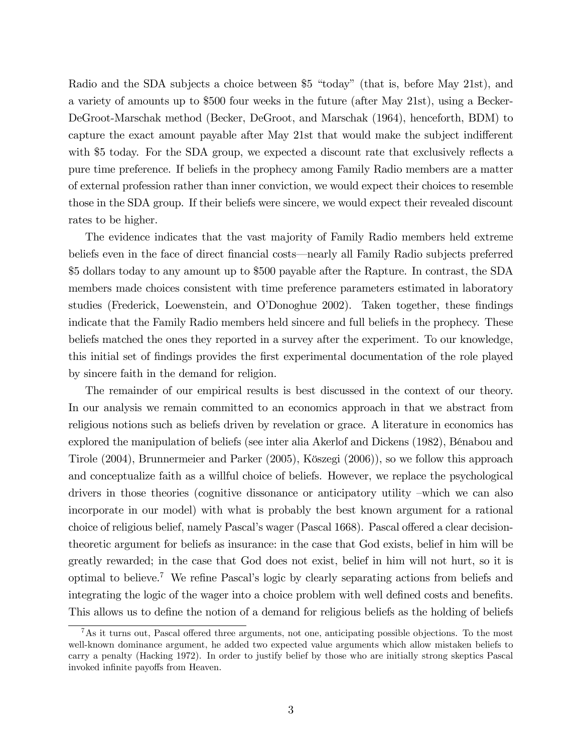Radio and the SDA subjects a choice between $5 "today" (that is, before May 21st), and a variety of amounts up to $500 four weeks in the future (after May 21st), using a Becker-DeGroot-Marschak method (Becker, DeGroot, and Marschak (1964), henceforth, BDM) to capture the exact amount payable after May 21st that would make the subject indifferent with $5 today. For the SDA group, we expected a discount rate that exclusively reflects a pure time preference. If beliefs in the prophecy among Family Radio members are a matter of external profession rather than inner conviction, we would expect their choices to resemble those in the SDA group. If their beliefs were sincere, we would expect their revealed discount rates to be higher.

The evidence indicates that the vast majority of Family Radio members held extreme beliefs even in the face of direct financial costs—nearly all Family Radio subjects preferred $5 dollars today to any amount up to $500 payable after the Rapture. In contrast, the SDA members made choices consistent with time preference parameters estimated in laboratory studies (Frederick, Loewenstein, and O'Donoghue 2002). Taken together, these findings indicate that the Family Radio members held sincere and full beliefs in the prophecy. These beliefs matched the ones they reported in a survey after the experiment. To our knowledge, this initial set of findings provides the first experimental documentation of the role played by sincere faith in the demand for religion.

The remainder of our empirical results is best discussed in the context of our theory. In our analysis we remain committed to an economics approach in that we abstract from religious notions such as beliefs driven by revelation or grace. A literature in economics has explored the manipulation of beliefs (see inter alia Akerlof and Dickens (1982), Bénabou and Tirole (2004), Brunnermeier and Parker (2005), Köszegi (2006)), so we follow this approach and conceptualize faith as a willful choice of beliefs. However, we replace the psychological drivers in those theories (cognitive dissonance or anticipatory utility –which we can also incorporate in our model) with what is probably the best known argument for a rational choice of religious belief, namely Pascal's wager (Pascal 1668). Pascal offered a clear decision-theoretic argument for beliefs as insurance: in the case that God exists, belief in him will be greatly rewarded; in the case that God does not exist, belief in him will not hurt, so it is optimal to believe.[7] We refine Pascal's logic by clearly separating actions from beliefs and integrating the logic of the wager into a choice problem with well defined costs and benefits. This allows us to define the notion of a demand for religious beliefs as the holding of beliefs

[7] As it turns out, Pascal offered three arguments, not one, anticipating possible objections. To the most well-known dominance argument, he added two expected value arguments which allow mistaken beliefs to carry a penalty (Hacking 1972). In order to justify belief by those who are initially strong skeptics Pascal invoked infinite payoffs from Heaven.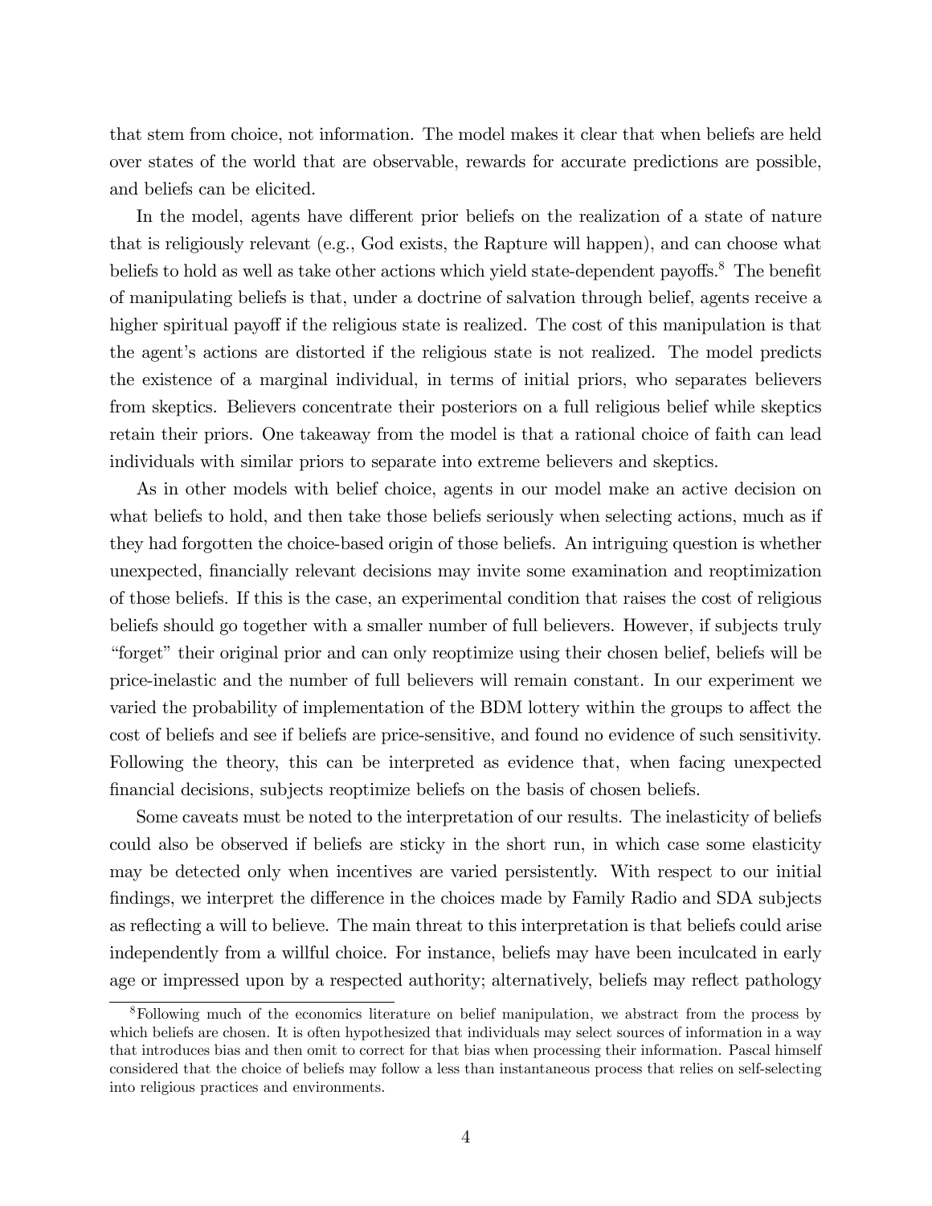that stem from choice, not information. The model makes it clear that when beliefs are held over states of the world that are observable, rewards for accurate predictions are possible, and beliefs can be elicited.

In the model, agents have different prior beliefs on the realization of a state of nature that is religiously relevant (e.g., God exists, the Rapture will happen), and can choose what beliefs to hold as well as take other actions which yield state-dependent payoffs.[8] The benefit of manipulating beliefs is that, under a doctrine of salvation through belief, agents receive a higher spiritual payoff if the religious state is realized. The cost of this manipulation is that the agent's actions are distorted if the religious state is not realized. The model predicts the existence of a marginal individual, in terms of initial priors, who separates believers from skeptics. Believers concentrate their posteriors on a full religious belief while skeptics retain their priors. One takeaway from the model is that a rational choice of faith can lead individuals with similar priors to separate into extreme believers and skeptics.

As in other models with belief choice, agents in our model make an active decision on what beliefs to hold, and then take those beliefs seriously when selecting actions, much as if they had forgotten the choice-based origin of those beliefs. An intriguing question is whether unexpected, financially relevant decisions may invite some examination and reoptimization of those beliefs. If this is the case, an experimental condition that raises the cost of religious beliefs should go together with a smaller number of full believers. However, if subjects truly "forget" their original prior and can only reoptimize using their chosen belief, beliefs will be price-inelastic and the number of full believers will remain constant. In our experiment we varied the probability of implementation of the BDM lottery within the groups to affect the cost of beliefs and see if beliefs are price-sensitive, and found no evidence of such sensitivity. Following the theory, this can be interpreted as evidence that, when facing unexpected financial decisions, subjects reoptimize beliefs on the basis of chosen beliefs.

Some caveats must be noted to the interpretation of our results. The inelasticity of beliefs could also be observed if beliefs are sticky in the short run, in which case some elasticity may be detected only when incentives are varied persistently. With respect to our initial findings, we interpret the difference in the choices made by Family Radio and SDA subjects as reflecting a will to believe. The main threat to this interpretation is that beliefs could arise independently from a willful choice. For instance, beliefs may have been inculcated in early age or impressed upon by a respected authority; alternatively, beliefs may reflect pathology

[8] Following much of the economics literature on belief manipulation, we abstract from the process by which beliefs are chosen. It is often hypothesized that individuals may select sources of information in a way that introduces bias and then omit to correct for that bias when processing their information. Pascal himself considered that the choice of beliefs may follow a less than instantaneous process that relies on self-selecting into religious practices and environments.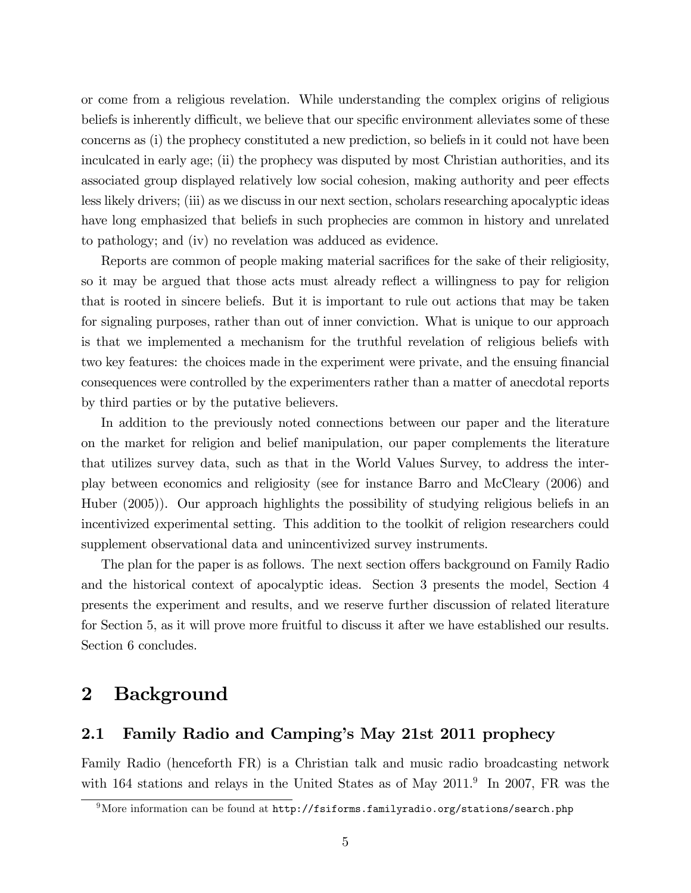or come from a religious revelation. While understanding the complex origins of religious beliefs is inherently difficult, we believe that our specific environment alleviates some of these concerns as (i) the prophecy constituted a new prediction, so beliefs in it could not have been inculcated in early age; (ii) the prophecy was disputed by most Christian authorities, and its associated group displayed relatively low social cohesion, making authority and peer effects less likely drivers; (iii) as we discuss in our next section, scholars researching apocalyptic ideas have long emphasized that beliefs in such prophecies are common in history and unrelated to pathology; and (iv) no revelation was adduced as evidence.

Reports are common of people making material sacrifices for the sake of their religiosity, so it may be argued that those acts must already reflect a willingness to pay for religion that is rooted in sincere beliefs. But it is important to rule out actions that may be taken for signaling purposes, rather than out of inner conviction. What is unique to our approach is that we implemented a mechanism for the truthful revelation of religious beliefs with two key features: the choices made in the experiment were private, and the ensuing financial consequences were controlled by the experimenters rather than a matter of anecdotal reports by third parties or by the putative believers.

In addition to the previously noted connections between our paper and the literature on the market for religion and belief manipulation, our paper complements the literature that utilizes survey data, such as that in the World Values Survey, to address the interplay between economics and religiosity (see for instance Barro and McCleary (2006) and Huber (2005)). Our approach highlights the possibility of studying religious beliefs in an incentivized experimental setting. This addition to the toolkit of religion researchers could supplement observational data and unincentivized survey instruments.

The plan for the paper is as follows. The next section offers background on Family Radio and the historical context of apocalyptic ideas. Section 3 presents the model, Section 4 presents the experiment and results, and we reserve further discussion of related literature for Section 5, as it will prove more fruitful to discuss it after we have established our results. Section 6 concludes.

## 2 Background

### 2.1 Family Radio and Camping's May 21st 2011 prophecy

Family Radio (henceforth FR) is a Christian talk and music radio broadcasting network with 164 stations and relays in the United States as of May 2011.[9] In 2007, FR was the

[9] More information can be found at http://fsiforms.familyradio.org/stations/search.php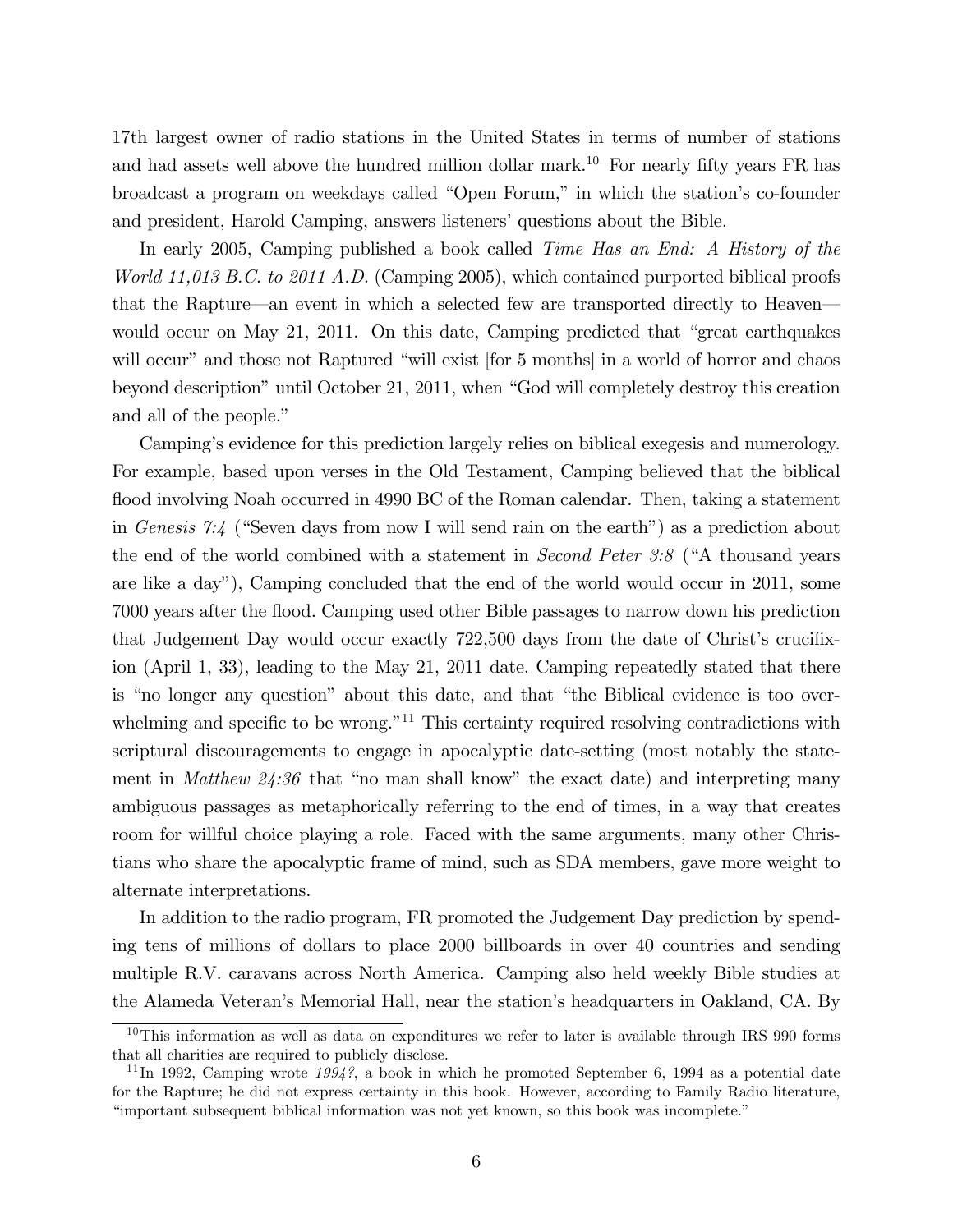17th largest owner of radio stations in the United States in terms of number of stations and had assets well above the hundred million dollar mark.[10] For nearly fifty years FR has broadcast a program on weekdays called "Open Forum," in which the station's co-founder and president, Harold Camping, answers listeners' questions about the Bible.

In early 2005, Camping published a book called *Time Has an End: A History of the World 11,013 B.C. to 2011 A.D.* (Camping 2005), which contained purported biblical proofs that the Rapture—an event in which a selected few are transported directly to Heaven—would occur on May 21, 2011. On this date, Camping predicted that "great earthquakes will occur" and those not Raptured "will exist [for 5 months] in a world of horror and chaos beyond description" until October 21, 2011, when "God will completely destroy this creation and all of the people."

Camping's evidence for this prediction largely relies on biblical exegesis and numerology. For example, based upon verses in the Old Testament, Camping believed that the biblical flood involving Noah occurred in 4990 BC of the Roman calendar. Then, taking a statement in *Genesis 7:4* ("Seven days from now I will send rain on the earth") as a prediction about the end of the world combined with a statement in *Second Peter 3:8* ("A thousand years are like a day"), Camping concluded that the end of the world would occur in 2011, some 7000 years after the flood. Camping used other Bible passages to narrow down his prediction that Judgement Day would occur exactly 722,500 days from the date of Christ's crucifixion (April 1, 33), leading to the May 21, 2011 date. Camping repeatedly stated that there is "no longer any question" about this date, and that "the Biblical evidence is too overwhelming and specific to be wrong."[11] This certainty required resolving contradictions with scriptural discouragements to engage in apocalyptic date-setting (most notably the statement in *Matthew 24:36* that "no man shall know" the exact date) and interpreting many ambiguous passages as metaphorically referring to the end of times, in a way that creates room for willful choice playing a role. Faced with the same arguments, many other Christians who share the apocalyptic frame of mind, such as SDA members, gave more weight to alternate interpretations.

In addition to the radio program, FR promoted the Judgement Day prediction by spending tens of millions of dollars to place 2000 billboards in over 40 countries and sending multiple R.V. caravans across North America. Camping also held weekly Bible studies at the Alameda Veteran's Memorial Hall, near the station's headquarters in Oakland, CA. By

[10] This information as well as data on expenditures we refer to later is available through IRS 990 forms that all charities are required to publicly disclose.

[11] In 1992, Camping wrote *1994?*, a book in which he promoted September 6, 1994 as a potential date for the Rapture; he did not express certainty in this book. However, according to Family Radio literature, "important subsequent biblical information was not yet known, so this book was incomplete."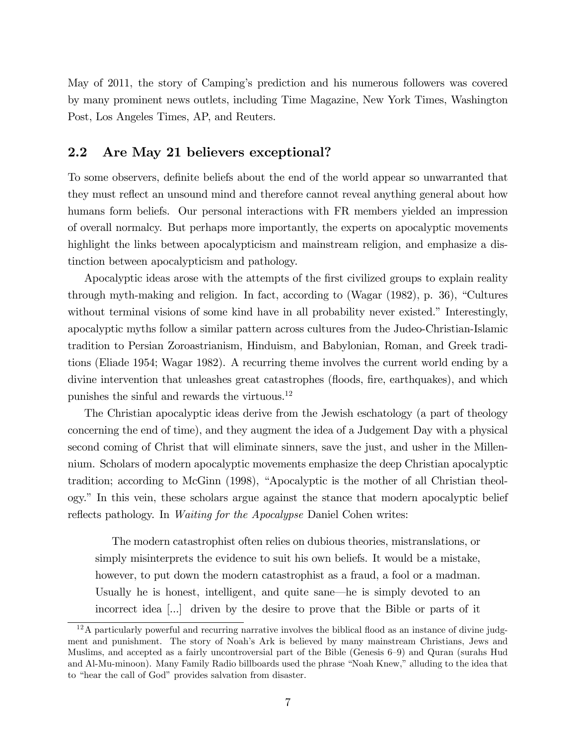May of 2011, the story of Camping's prediction and his numerous followers was covered by many prominent news outlets, including Time Magazine, New York Times, Washington Post, Los Angeles Times, AP, and Reuters.

## 2.2 Are May 21 believers exceptional?

To some observers, definite beliefs about the end of the world appear so unwarranted that they must reflect an unsound mind and therefore cannot reveal anything general about how humans form beliefs. Our personal interactions with FR members yielded an impression of overall normalcy. But perhaps more importantly, the experts on apocalyptic movements highlight the links between apocalypticism and mainstream religion, and emphasize a distinction between apocalypticism and pathology.

Apocalyptic ideas arose with the attempts of the first civilized groups to explain reality through myth-making and religion. In fact, according to (Wagar (1982), p. 36), "Cultures without terminal visions of some kind have in all probability never existed." Interestingly, apocalyptic myths follow a similar pattern across cultures from the Judeo-Christian-Islamic tradition to Persian Zoroastrianism, Hinduism, and Babylonian, Roman, and Greek traditions (Eliade 1954; Wagar 1982). A recurring theme involves the current world ending by a divine intervention that unleashes great catastrophes (floods, fire, earthquakes), and which punishes the sinful and rewards the virtuous.[12]

The Christian apocalyptic ideas derive from the Jewish eschatology (a part of theology concerning the end of time), and they augment the idea of a Judgement Day with a physical second coming of Christ that will eliminate sinners, save the just, and usher in the Millennium. Scholars of modern apocalyptic movements emphasize the deep Christian apocalyptic tradition; according to McGinn (1998), "Apocalyptic is the mother of all Christian theology." In this vein, these scholars argue against the stance that modern apocalyptic belief reflects pathology. In *Waiting for the Apocalypse* Daniel Cohen writes:

> The modern catastrophist often relies on dubious theories, mistranslations, or simply misinterprets the evidence to suit his own beliefs. It would be a mistake, however, to put down the modern catastrophist as a fraud, a fool or a madman. Usually he is honest, intelligent, and quite sane—he is simply devoted to an incorrect idea [...] driven by the desire to prove that the Bible or parts of it

[12] A particularly powerful and recurring narrative involves the biblical flood as an instance of divine judgment and punishment. The story of Noah's Ark is believed by many mainstream Christians, Jews and Muslims, and accepted as a fairly uncontroversial part of the Bible (Genesis 6–9) and Quran (surahs Hud and Al-Mu-minoon). Many Family Radio billboards used the phrase "Noah Knew," alluding to the idea that to "hear the call of God" provides salvation from disaster.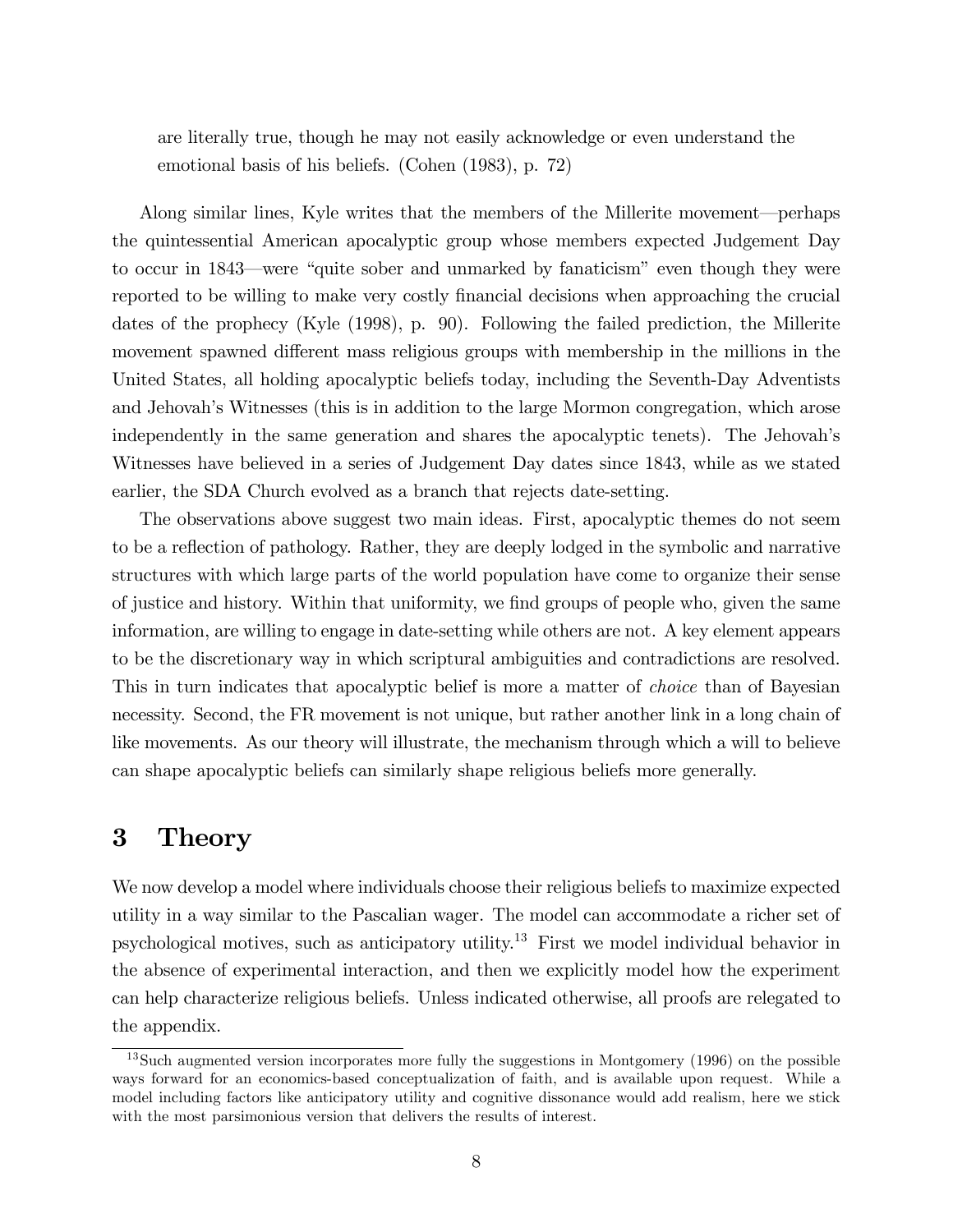> are literally true, though he may not easily acknowledge or even understand the emotional basis of his beliefs. (Cohen (1983), p. 72)

Along similar lines, Kyle writes that the members of the Millerite movement—perhaps the quintessential American apocalyptic group whose members expected Judgement Day to occur in 1843—were "quite sober and unmarked by fanaticism" even though they were reported to be willing to make very costly financial decisions when approaching the crucial dates of the prophecy (Kyle (1998), p. 90). Following the failed prediction, the Millerite movement spawned different mass religious groups with membership in the millions in the United States, all holding apocalyptic beliefs today, including the Seventh-Day Adventists and Jehovah's Witnesses (this is in addition to the large Mormon congregation, which arose independently in the same generation and shares the apocalyptic tenets). The Jehovah's Witnesses have believed in a series of Judgement Day dates since 1843, while as we stated earlier, the SDA Church evolved as a branch that rejects date-setting.

The observations above suggest two main ideas. First, apocalyptic themes do not seem to be a reflection of pathology. Rather, they are deeply lodged in the symbolic and narrative structures with which large parts of the world population have come to organize their sense of justice and history. Within that uniformity, we find groups of people who, given the same information, are willing to engage in date-setting while others are not. A key element appears to be the discretionary way in which scriptural ambiguities and contradictions are resolved. This in turn indicates that apocalyptic belief is more a matter of *choice* than of Bayesian necessity. Second, the FR movement is not unique, but rather another link in a long chain of like movements. As our theory will illustrate, the mechanism through which a will to believe can shape apocalyptic beliefs can similarly shape religious beliefs more generally.

## 3 Theory

We now develop a model where individuals choose their religious beliefs to maximize expected utility in a way similar to the Pascalian wager. The model can accommodate a richer set of psychological motives, such as anticipatory utility.[13] First we model individual behavior in the absence of experimental interaction, and then we explicitly model how the experiment can help characterize religious beliefs. Unless indicated otherwise, all proofs are relegated to the appendix.

[13] Such augmented version incorporates more fully the suggestions in Montgomery (1996) on the possible ways forward for an economics-based conceptualization of faith, and is available upon request. While a model including factors like anticipatory utility and cognitive dissonance would add realism, here we stick with the most parsimonious version that delivers the results of interest.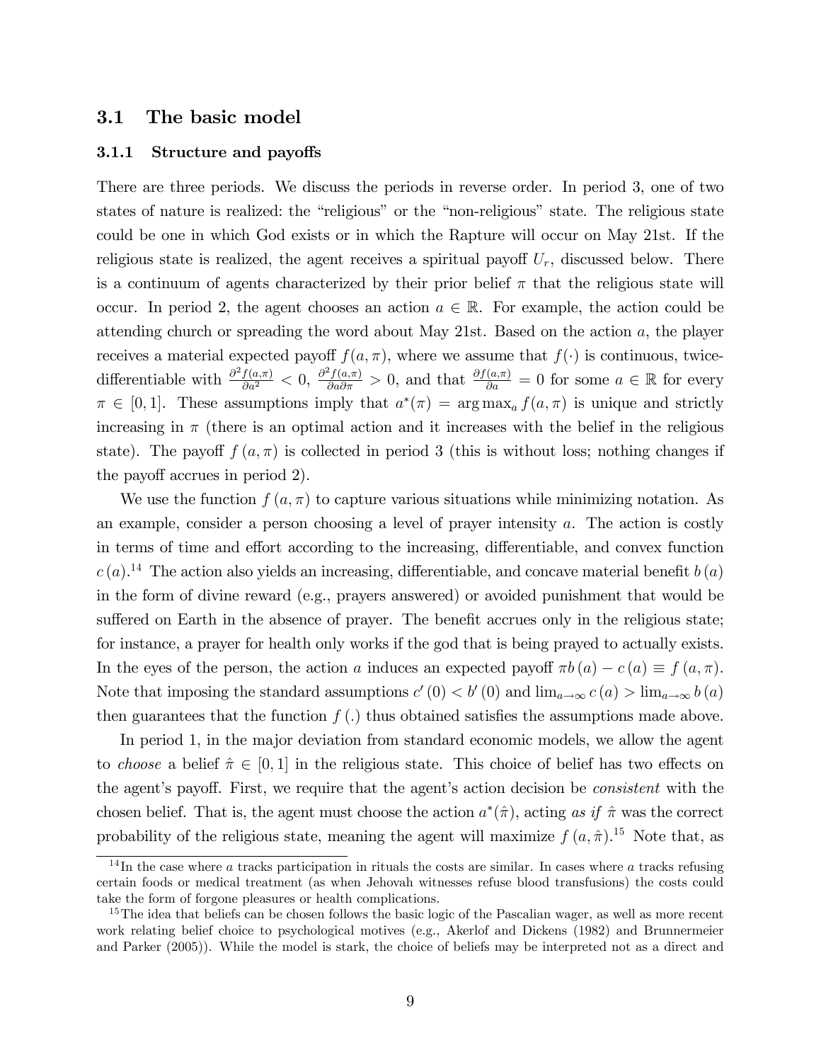## 3.1 The basic model

### 3.1.1 Structure and payoffs

There are three periods. We discuss the periods in reverse order. In period 3, one of two states of nature is realized: the "religious" or the "non-religious" state. The religious state could be one in which God exists or in which the Rapture will occur on May 21st. If the religious state is realized, the agent receives a spiritual payoff $U_r$, discussed below. There is a continuum of agents characterized by their prior belief $\pi$ that the religious state will occur. In period 2, the agent chooses an action $a \in \mathbb{R}$. For example, the action could be attending church or spreading the word about May 21st. Based on the action $a$, the player receives a material expected payoff $f(a, \pi)$, where we assume that $f(\cdot)$ is continuous, twice-differentiable with $\frac{\partial^2 f(a,\pi)}{\partial a^2} < 0$, $\frac{\partial^2 f(a,\pi)}{\partial a \partial \pi} > 0$, and that $\frac{\partial f(a,\pi)}{\partial a} = 0$ for some $a \in \mathbb{R}$ for every $\pi \in [0, 1]$. These assumptions imply that $a^*(\pi) = \arg\max_a f(a, \pi)$ is unique and strictly increasing in $\pi$ (there is an optimal action and it increases with the belief in the religious state). The payoff $f(a, \pi)$ is collected in period 3 (this is without loss; nothing changes if the payoff accrues in period 2).

We use the function $f(a, \pi)$ to capture various situations while minimizing notation. As an example, consider a person choosing a level of prayer intensity $a$. The action is costly in terms of time and effort according to the increasing, differentiable, and convex function $c(a)$.[14] The action also yields an increasing, differentiable, and concave material benefit $b(a)$ in the form of divine reward (e.g., prayers answered) or avoided punishment that would be suffered on Earth in the absence of prayer. The benefit accrues only in the religious state; for instance, a prayer for health only works if the god that is being prayed to actually exists. In the eyes of the person, the action $a$ induces an expected payoff $\pi b(a) - c(a) \equiv f(a, \pi)$. Note that imposing the standard assumptions $c'(0) < b'(0)$ and $\lim_{a\to\infty} c(a) > \lim_{a\to\infty} b(a)$ then guarantees that the function $f(.)$ thus obtained satisfies the assumptions made above.

In period 1, in the major deviation from standard economic models, we allow the agent to *choose* a belief $\hat{\pi} \in [0, 1]$ in the religious state. This choice of belief has two effects on the agent's payoff. First, we require that the agent's action decision be *consistent* with the chosen belief. That is, the agent must choose the action $a^*(\hat{\pi})$, acting *as if* $\hat{\pi}$ was the correct probability of the religious state, meaning the agent will maximize $f(a, \hat{\pi})$.[15] Note that, as

[14] In the case where $a$ tracks participation in rituals the costs are similar. In cases where $a$ tracks refusing certain foods or medical treatment (as when Jehovah witnesses refuse blood transfusions) the costs could take the form of forgone pleasures or health complications.

[15] The idea that beliefs can be chosen follows the basic logic of the Pascalian wager, as well as more recent work relating belief choice to psychological motives (e.g., Akerlof and Dickens (1982) and Brunnermeier and Parker (2005)). While the model is stark, the choice of beliefs may be interpreted not as a direct and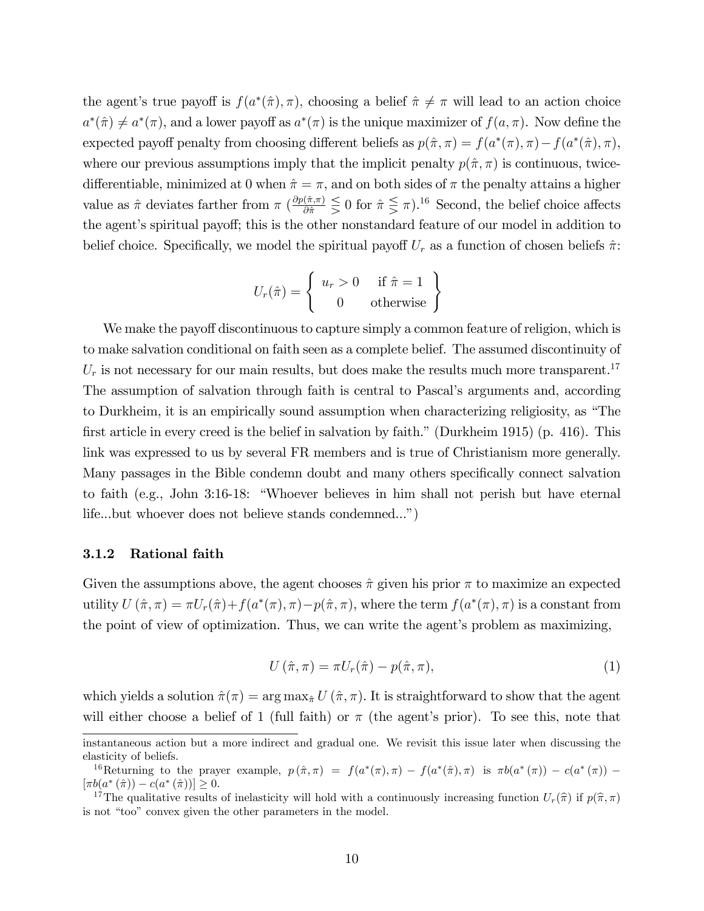the agent's true payoff is $f(a^*(\hat{\pi}), \pi)$, choosing a belief $\hat{\pi} \neq \pi$ will lead to an action choice $a^*(\hat{\pi}) \neq a^*(\pi)$, and a lower payoff as $a^*(\pi)$ is the unique maximizer of $f(a, \pi)$. Now define the expected payoff penalty from choosing different beliefs as $p(\hat{\pi}, \pi) = f(a^*(\pi), \pi) - f(a^*(\hat{\pi}), \pi)$, where our previous assumptions imply that the implicit penalty $p(\hat{\pi}, \pi)$ is continuous, twice-differentiable, minimized at 0 when $\hat{\pi} = \pi$, and on both sides of $\pi$ the penalty attains a higher value as $\hat{\pi}$ deviates farther from $\pi$ ($\frac{\partial p(\hat{\pi},\pi)}{\partial \hat{\pi}} \lesseqgtr 0$ for $\hat{\pi} \lesseqgtr \pi$).[16] Second, the belief choice affects the agent's spiritual payoff; this is the other nonstandard feature of our model in addition to belief choice. Specifically, we model the spiritual payoff $U_r$ as a function of chosen beliefs $\hat{\pi}$:

$$U_r(\hat{\pi}) = \left\{ \begin{array}{cc} u_r > 0 & \text{if } \hat{\pi} = 1 \\ 0 & \text{otherwise} \end{array} \right\}$$

We make the payoff discontinuous to capture simply a common feature of religion, which is to make salvation conditional on faith seen as a complete belief. The assumed discontinuity of $U_r$ is not necessary for our main results, but does make the results much more transparent.[17] The assumption of salvation through faith is central to Pascal's arguments and, according to Durkheim, it is an empirically sound assumption when characterizing religiosity, as "The first article in every creed is the belief in salvation by faith." (Durkheim 1915) (p. 416). This link was expressed to us by several FR members and is true of Christianism more generally. Many passages in the Bible condemn doubt and many others specifically connect salvation to faith (e.g., John 3:16-18: "Whoever believes in him shall not perish but have eternal life...but whoever does not believe stands condemned...")

### 3.1.2 Rational faith

Given the assumptions above, the agent chooses $\hat{\pi}$ given his prior $\pi$ to maximize an expected utility $U(\hat{\pi}, \pi) = \pi U_r(\hat{\pi}) + f(a^*(\pi), \pi) - p(\hat{\pi}, \pi)$, where the term $f(a^*(\pi), \pi)$ is a constant from the point of view of optimization. Thus, we can write the agent's problem as maximizing,

$$U(\hat{\pi}, \pi) = \pi U_r(\hat{\pi}) - p(\hat{\pi}, \pi), \tag{1}$$

which yields a solution $\hat{\pi}(\pi) = \arg\max_{\hat{\pi}} U(\hat{\pi}, \pi)$. It is straightforward to show that the agent will either choose a belief of 1 (full faith) or $\pi$ (the agent's prior). To see this, note that

instantaneous action but a more indirect and gradual one. We revisit this issue later when discussing the elasticity of beliefs.

[16] Returning to the prayer example, $p(\hat{\pi}, \pi) = f(a^*(\pi), \pi) - f(a^*(\hat{\pi}), \pi)$ is $\pi b(a^*(\pi)) - c(a^*(\pi)) - [\pi b(a^*(\hat{\pi})) - c(a^*(\hat{\pi}))] \geq 0$.

[17] The qualitative results of inelasticity will hold with a continuously increasing function $U_r(\hat{\pi})$ if $p(\hat{\pi}, \pi)$ is not "too" convex given the other parameters in the model.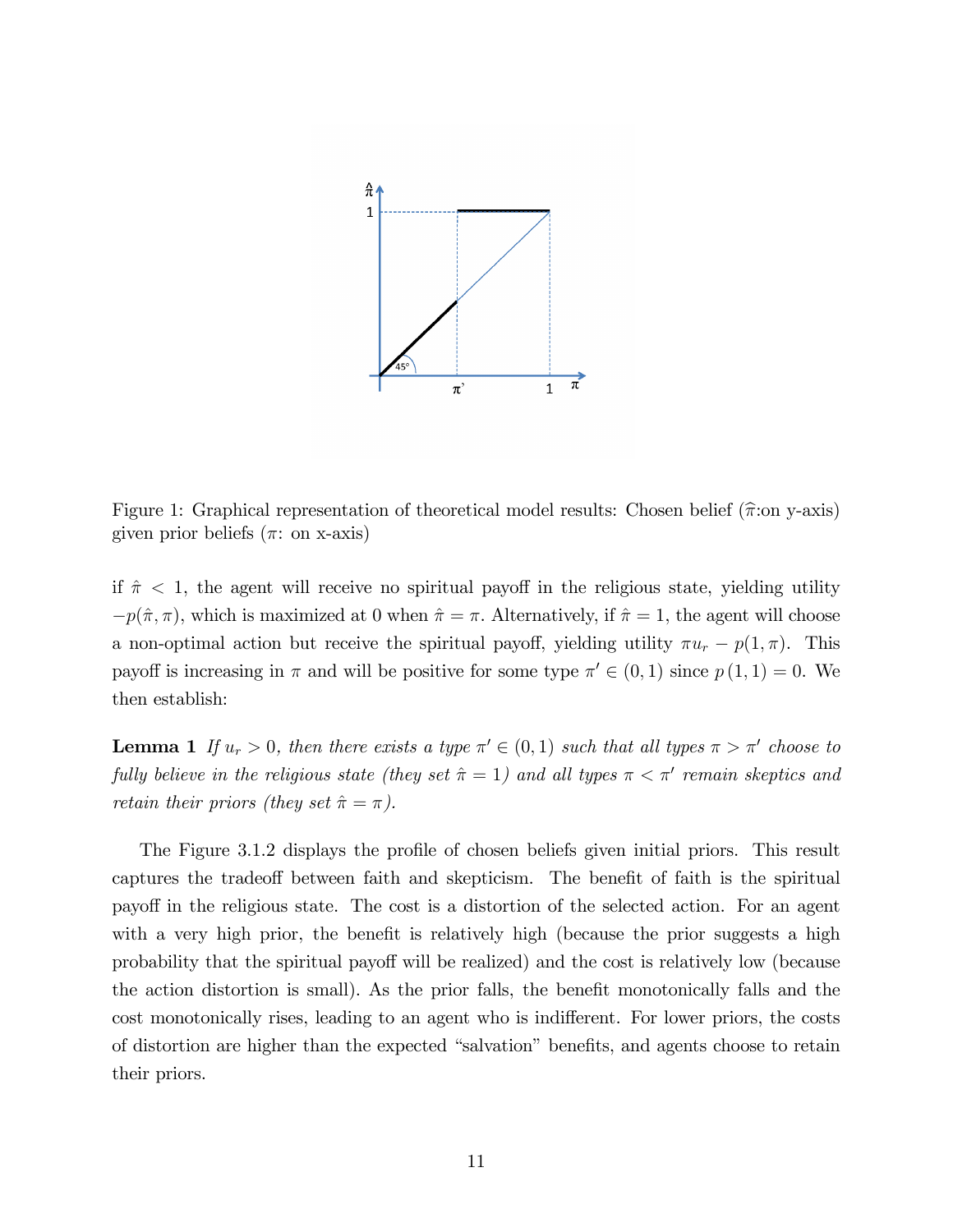Figure 1: Graphical representation of theoretical model results: Chosen belief ($\widehat{\pi}$:on y-axis) given prior beliefs ($\pi$: on x-axis)

if $\hat{\pi} < 1$, the agent will receive no spiritual payoff in the religious state, yielding utility $-p(\hat{\pi}, \pi)$, which is maximized at 0 when $\hat{\pi} = \pi$. Alternatively, if $\hat{\pi} = 1$, the agent will choose a non-optimal action but receive the spiritual payoff, yielding utility $\pi u_r - p(1, \pi)$. This payoff is increasing in $\pi$ and will be positive for some type $\pi' \in (0, 1)$ since $p(1, 1) = 0$. We then establish:

**Lemma 1** *If $u_r > 0$, then there exists a type $\pi' \in (0, 1)$ such that all types $\pi > \pi'$ choose to fully believe in the religious state (they set $\hat{\pi} = 1$) and all types $\pi < \pi'$ remain skeptics and retain their priors (they set $\hat{\pi} = \pi$).*

The Figure 3.1.2 displays the profile of chosen beliefs given initial priors. This result captures the tradeoff between faith and skepticism. The benefit of faith is the spiritual payoff in the religious state. The cost is a distortion of the selected action. For an agent with a very high prior, the benefit is relatively high (because the prior suggests a high probability that the spiritual payoff will be realized) and the cost is relatively low (because the action distortion is small). As the prior falls, the benefit monotonically falls and the cost monotonically rises, leading to an agent who is indifferent. For lower priors, the costs of distortion are higher than the expected "salvation" benefits, and agents choose to retain their priors.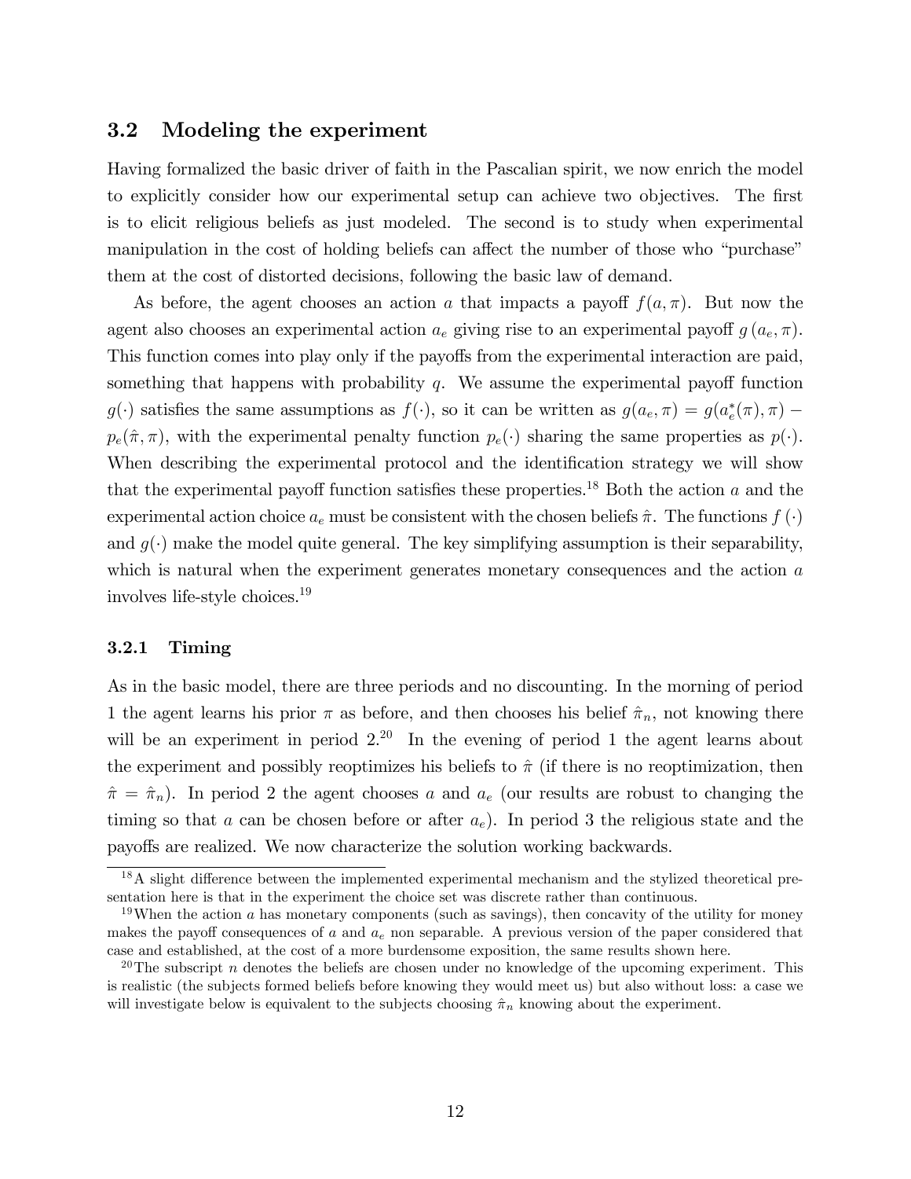## 3.2 Modeling the experiment

Having formalized the basic driver of faith in the Pascalian spirit, we now enrich the model to explicitly consider how our experimental setup can achieve two objectives. The first is to elicit religious beliefs as just modeled. The second is to study when experimental manipulation in the cost of holding beliefs can affect the number of those who "purchase" them at the cost of distorted decisions, following the basic law of demand.

As before, the agent chooses an action $a$ that impacts a payoff $f(a, \pi)$. But now the agent also chooses an experimental action $a_e$ giving rise to an experimental payoff $g(a_e, \pi)$. This function comes into play only if the payoffs from the experimental interaction are paid, something that happens with probability $q$. We assume the experimental payoff function $g(\cdot)$ satisfies the same assumptions as $f(\cdot)$, so it can be written as $g(a_e, \pi) = g(a_e^*(\pi), \pi) - p_e(\hat{\pi}, \pi)$, with the experimental penalty function $p_e(\cdot)$ sharing the same properties as $p(\cdot)$. When describing the experimental protocol and the identification strategy we will show that the experimental payoff function satisfies these properties.[18] Both the action $a$ and the experimental action choice $a_e$ must be consistent with the chosen beliefs $\hat{\pi}$. The functions $f(\cdot)$ and $g(\cdot)$ make the model quite general. The key simplifying assumption is their separability, which is natural when the experiment generates monetary consequences and the action $a$ involves life-style choices.[19]

### 3.2.1 Timing

As in the basic model, there are three periods and no discounting. In the morning of period 1 the agent learns his prior $\pi$ as before, and then chooses his belief $\hat{\pi}_n$, not knowing there will be an experiment in period 2.[20] In the evening of period 1 the agent learns about the experiment and possibly reoptimizes his beliefs to $\hat{\pi}$ (if there is no reoptimization, then $\hat{\pi} = \hat{\pi}_n$). In period 2 the agent chooses $a$ and $a_e$ (our results are robust to changing the timing so that $a$ can be chosen before or after $a_e$). In period 3 the religious state and the payoffs are realized. We now characterize the solution working backwards.

---

[18] A slight difference between the implemented experimental mechanism and the stylized theoretical presentation here is that in the experiment the choice set was discrete rather than continuous.

[19] When the action $a$ has monetary components (such as savings), then concavity of the utility for money makes the payoff consequences of $a$ and $a_e$ non separable. A previous version of the paper considered that case and established, at the cost of a more burdensome exposition, the same results shown here.

[20] The subscript $n$ denotes the beliefs are chosen under no knowledge of the upcoming experiment. This is realistic (the subjects formed beliefs before knowing they would meet us) but also without loss: a case we will investigate below is equivalent to the subjects choosing $\hat{\pi}_n$ knowing about the experiment.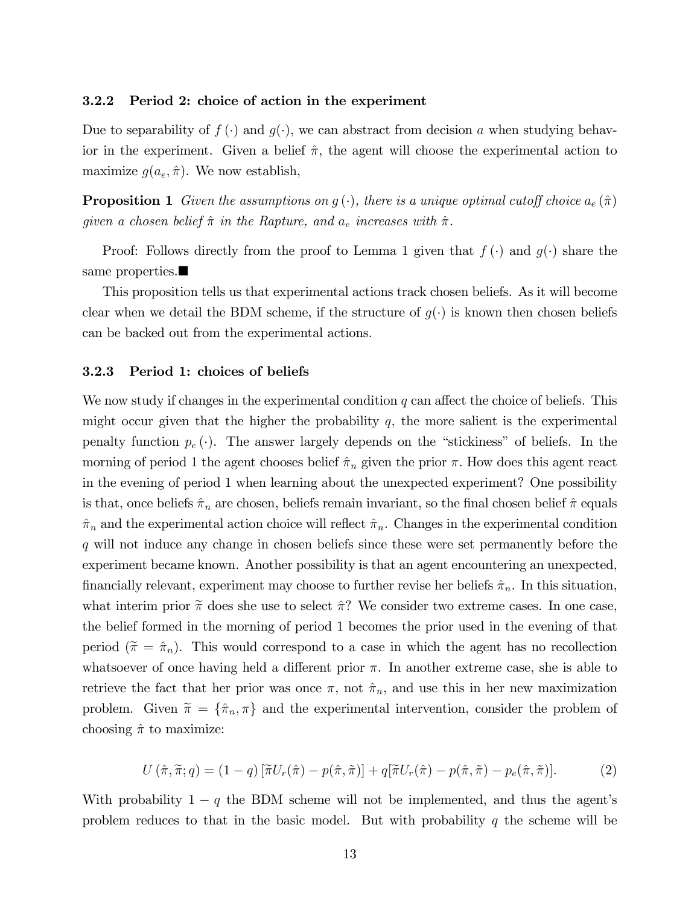### 3.2.2 Period 2: choice of action in the experiment

Due to separability of $f(\cdot)$ and $g(\cdot)$, we can abstract from decision $a$ when studying behavior in the experiment. Given a belief $\hat{\pi}$, the agent will choose the experimental action to maximize $g(a_e, \hat{\pi})$. We now establish,

**Proposition 1** *Given the assumptions on $g(\cdot)$, there is a unique optimal cutoff choice $a_e(\hat{\pi})$ given a chosen belief $\hat{\pi}$ in the Rapture, and $a_e$ increases with $\hat{\pi}$.*

Proof: Follows directly from the proof to Lemma 1 given that $f(\cdot)$ and $g(\cdot)$ share the same properties.■

This proposition tells us that experimental actions track chosen beliefs. As it will become clear when we detail the BDM scheme, if the structure of $g(\cdot)$ is known then chosen beliefs can be backed out from the experimental actions.

### 3.2.3 Period 1: choices of beliefs

We now study if changes in the experimental condition $q$ can affect the choice of beliefs. This might occur given that the higher the probability $q$, the more salient is the experimental penalty function $p_e(\cdot)$. The answer largely depends on the "stickiness" of beliefs. In the morning of period 1 the agent chooses belief $\hat{\pi}_n$ given the prior $\pi$. How does this agent react in the evening of period 1 when learning about the unexpected experiment? One possibility is that, once beliefs $\hat{\pi}_n$ are chosen, beliefs remain invariant, so the final chosen belief $\hat{\pi}$ equals $\hat{\pi}_n$ and the experimental action choice will reflect $\hat{\pi}_n$. Changes in the experimental condition $q$ will not induce any change in chosen beliefs since these were set permanently before the experiment became known. Another possibility is that an agent encountering an unexpected, financially relevant, experiment may choose to further revise her beliefs $\hat{\pi}_n$. In this situation, what interim prior $\widetilde{\pi}$ does she use to select $\hat{\pi}$? We consider two extreme cases. In one case, the belief formed in the morning of period 1 becomes the prior used in the evening of that period ($\widetilde{\pi} = \hat{\pi}_n$). This would correspond to a case in which the agent has no recollection whatsoever of once having held a different prior $\pi$. In another extreme case, she is able to retrieve the fact that her prior was once $\pi$, not $\hat{\pi}_n$, and use this in her new maximization problem. Given $\widetilde{\pi} = \{\hat{\pi}_n, \pi\}$ and the experimental intervention, consider the problem of choosing $\hat{\pi}$ to maximize:

$$U(\hat{\pi}, \widetilde{\pi}; q) = (1-q)\left[\widetilde{\pi} U_r(\hat{\pi}) - p(\hat{\pi}, \widetilde{\pi})\right] + q[\widetilde{\pi} U_r(\hat{\pi}) - p(\hat{\pi}, \widetilde{\pi}) - p_e(\hat{\pi}, \widetilde{\pi})]. \tag{2}$$

With probability $1-q$ the BDM scheme will not be implemented, and thus the agent's problem reduces to that in the basic model. But with probability $q$ the scheme will be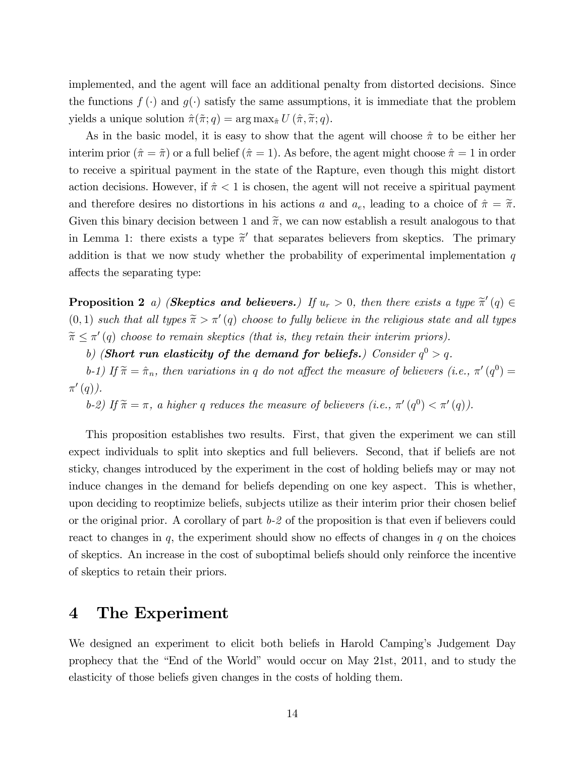implemented, and the agent will face an additional penalty from distorted decisions. Since the functions $f(\cdot)$ and $g(\cdot)$ satisfy the same assumptions, it is immediate that the problem yields a unique solution $\hat{\pi}(\widetilde{\pi}; q) = \arg\max_{\hat{\pi}} U(\hat{\pi}, \widetilde{\pi}; q)$.

As in the basic model, it is easy to show that the agent will choose $\hat{\pi}$ to be either her interim prior ($\hat{\pi} = \widetilde{\pi}$) or a full belief ($\hat{\pi} = 1$). As before, the agent might choose $\hat{\pi} = 1$ in order to receive a spiritual payment in the state of the Rapture, even though this might distort action decisions. However, if $\hat{\pi} < 1$ is chosen, the agent will not receive a spiritual payment and therefore desires no distortions in his actions $a$ and $a_e$, leading to a choice of $\hat{\pi} = \widetilde{\pi}$. Given this binary decision between 1 and $\widetilde{\pi}$, we can now establish a result analogous to that in Lemma 1: there exists a type $\widetilde{\pi}'$ that separates believers from skeptics. The primary addition is that we now study whether the probability of experimental implementation $q$ affects the separating type:

**Proposition 2** *a) (**Skeptics and believers.**) If $u_r > 0$, then there exists a type $\widetilde{\pi}'(q) \in (0,1)$ such that all types $\widetilde{\pi} > \pi'(q)$ choose to fully believe in the religious state and all types $\widetilde{\pi} \leq \pi'(q)$ choose to remain skeptics (that is, they retain their interim priors).*

*b) (**Short run elasticity of the demand for beliefs.**) Consider $q^0 > q$.*

*b-1) If $\widetilde{\pi} = \hat{\pi}_n$, then variations in $q$ do not affect the measure of believers (i.e., $\pi'(q^0) = \pi'(q)$).*

*b-2) If $\widetilde{\pi} = \pi$, a higher $q$ reduces the measure of believers (i.e., $\pi'(q^0) < \pi'(q)$).*

This proposition establishes two results. First, that given the experiment we can still expect individuals to split into skeptics and full believers. Second, that if beliefs are not sticky, changes introduced by the experiment in the cost of holding beliefs may or may not induce changes in the demand for beliefs depending on one key aspect. This is whether, upon deciding to reoptimize beliefs, subjects utilize as their interim prior their chosen belief or the original prior. A corollary of part *b-2* of the proposition is that even if believers could react to changes in $q$, the experiment should show no effects of changes in $q$ on the choices of skeptics. An increase in the cost of suboptimal beliefs should only reinforce the incentive of skeptics to retain their priors.

# 4 The Experiment

We designed an experiment to elicit both beliefs in Harold Camping's Judgement Day prophecy that the "End of the World" would occur on May 21st, 2011, and to study the elasticity of those beliefs given changes in the costs of holding them.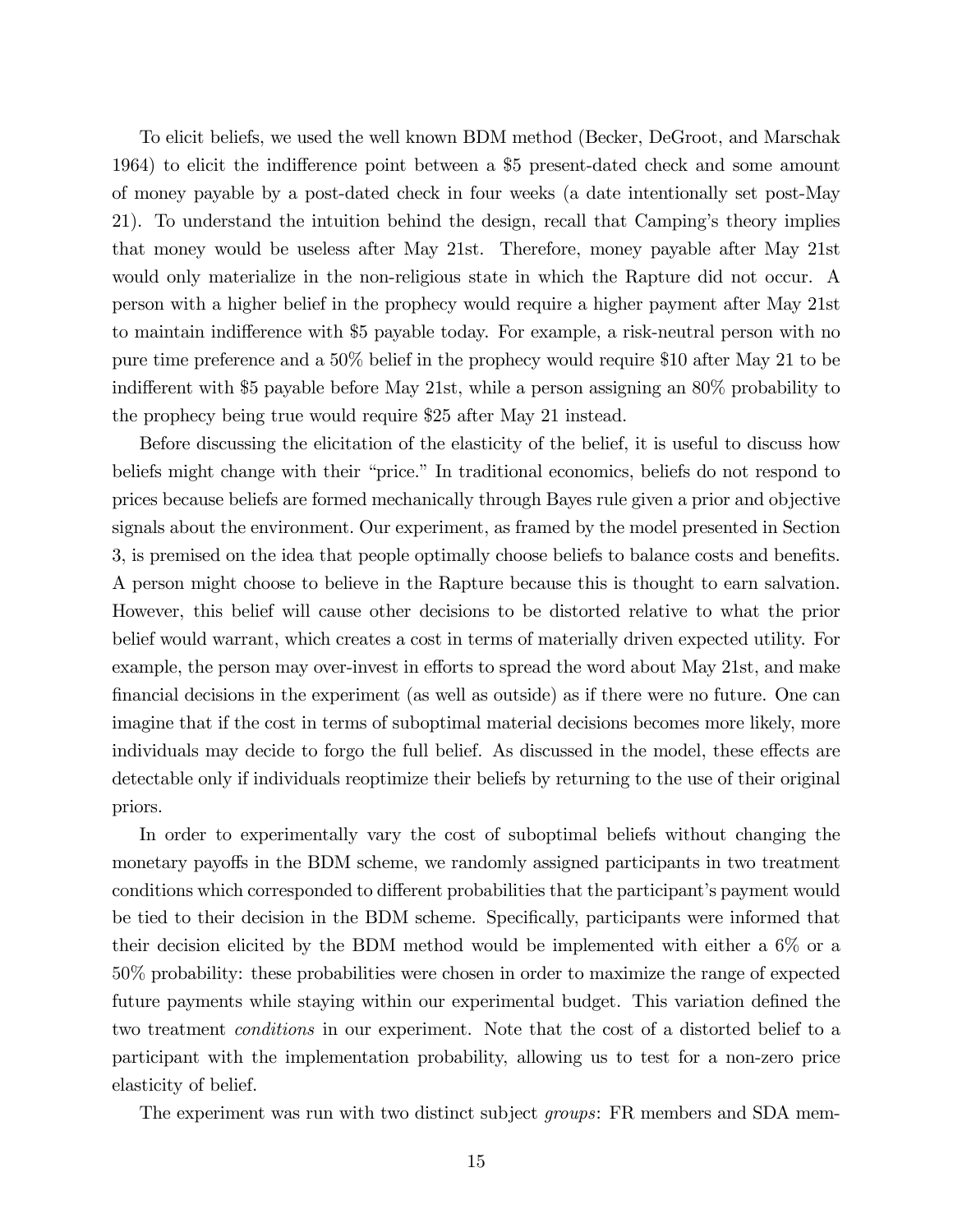To elicit beliefs, we used the well known BDM method (Becker, DeGroot, and Marschak 1964) to elicit the indifference point between a \$5 present-dated check and some amount of money payable by a post-dated check in four weeks (a date intentionally set post-May 21). To understand the intuition behind the design, recall that Camping's theory implies that money would be useless after May 21st. Therefore, money payable after May 21st would only materialize in the non-religious state in which the Rapture did not occur. A person with a higher belief in the prophecy would require a higher payment after May 21st to maintain indifference with \$5 payable today. For example, a risk-neutral person with no pure time preference and a 50% belief in the prophecy would require \$10 after May 21 to be indifferent with \$5 payable before May 21st, while a person assigning an 80% probability to the prophecy being true would require \$25 after May 21 instead.

Before discussing the elicitation of the elasticity of the belief, it is useful to discuss how beliefs might change with their "price." In traditional economics, beliefs do not respond to prices because beliefs are formed mechanically through Bayes rule given a prior and objective signals about the environment. Our experiment, as framed by the model presented in Section 3, is premised on the idea that people optimally choose beliefs to balance costs and benefits. A person might choose to believe in the Rapture because this is thought to earn salvation. However, this belief will cause other decisions to be distorted relative to what the prior belief would warrant, which creates a cost in terms of materially driven expected utility. For example, the person may over-invest in efforts to spread the word about May 21st, and make financial decisions in the experiment (as well as outside) as if there were no future. One can imagine that if the cost in terms of suboptimal material decisions becomes more likely, more individuals may decide to forgo the full belief. As discussed in the model, these effects are detectable only if individuals reoptimize their beliefs by returning to the use of their original priors.

In order to experimentally vary the cost of suboptimal beliefs without changing the monetary payoffs in the BDM scheme, we randomly assigned participants in two treatment conditions which corresponded to different probabilities that the participant's payment would be tied to their decision in the BDM scheme. Specifically, participants were informed that their decision elicited by the BDM method would be implemented with either a 6% or a 50% probability: these probabilities were chosen in order to maximize the range of expected future payments while staying within our experimental budget. This variation defined the two treatment *conditions* in our experiment. Note that the cost of a distorted belief to a participant with the implementation probability, allowing us to test for a non-zero price elasticity of belief.

The experiment was run with two distinct subject *groups*: FR members and SDA mem-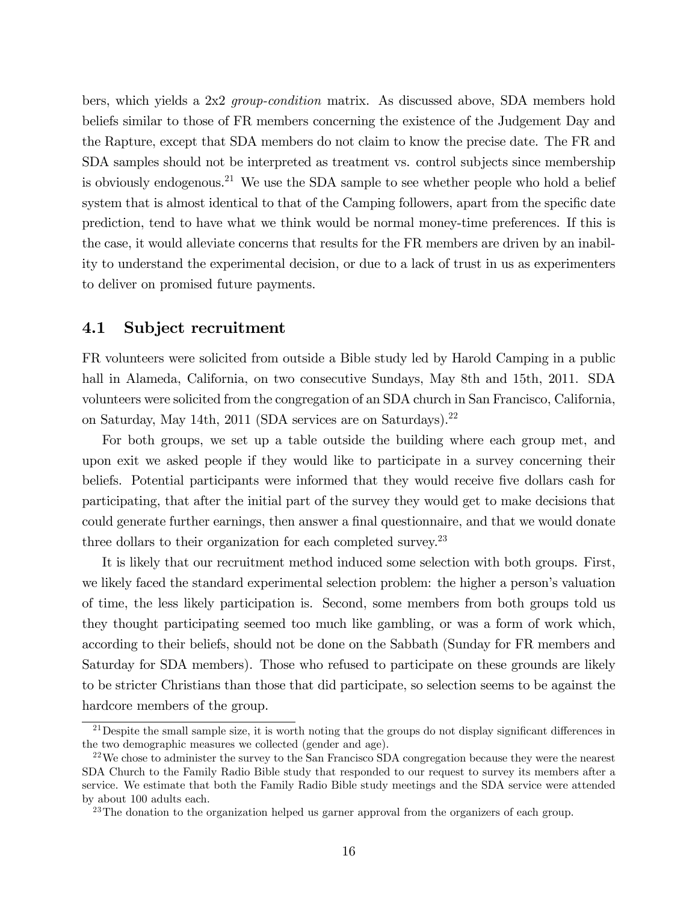bers, which yields a 2x2 *group-condition* matrix. As discussed above, SDA members hold beliefs similar to those of FR members concerning the existence of the Judgement Day and the Rapture, except that SDA members do not claim to know the precise date. The FR and SDA samples should not be interpreted as treatment vs. control subjects since membership is obviously endogenous.[21] We use the SDA sample to see whether people who hold a belief system that is almost identical to that of the Camping followers, apart from the specific date prediction, tend to have what we think would be normal money-time preferences. If this is the case, it would alleviate concerns that results for the FR members are driven by an inability to understand the experimental decision, or due to a lack of trust in us as experimenters to deliver on promised future payments.

## 4.1 Subject recruitment

FR volunteers were solicited from outside a Bible study led by Harold Camping in a public hall in Alameda, California, on two consecutive Sundays, May 8th and 15th, 2011. SDA volunteers were solicited from the congregation of an SDA church in San Francisco, California, on Saturday, May 14th, 2011 (SDA services are on Saturdays).[22]

For both groups, we set up a table outside the building where each group met, and upon exit we asked people if they would like to participate in a survey concerning their beliefs. Potential participants were informed that they would receive five dollars cash for participating, that after the initial part of the survey they would get to make decisions that could generate further earnings, then answer a final questionnaire, and that we would donate three dollars to their organization for each completed survey.[23]

It is likely that our recruitment method induced some selection with both groups. First, we likely faced the standard experimental selection problem: the higher a person's valuation of time, the less likely participation is. Second, some members from both groups told us they thought participating seemed too much like gambling, or was a form of work which, according to their beliefs, should not be done on the Sabbath (Sunday for FR members and Saturday for SDA members). Those who refused to participate on these grounds are likely to be stricter Christians than those that did participate, so selection seems to be against the hardcore members of the group.

[21] Despite the small sample size, it is worth noting that the groups do not display significant differences in the two demographic measures we collected (gender and age).

[22] We chose to administer the survey to the San Francisco SDA congregation because they were the nearest SDA Church to the Family Radio Bible study that responded to our request to survey its members after a service. We estimate that both the Family Radio Bible study meetings and the SDA service were attended by about 100 adults each.

[23] The donation to the organization helped us garner approval from the organizers of each group.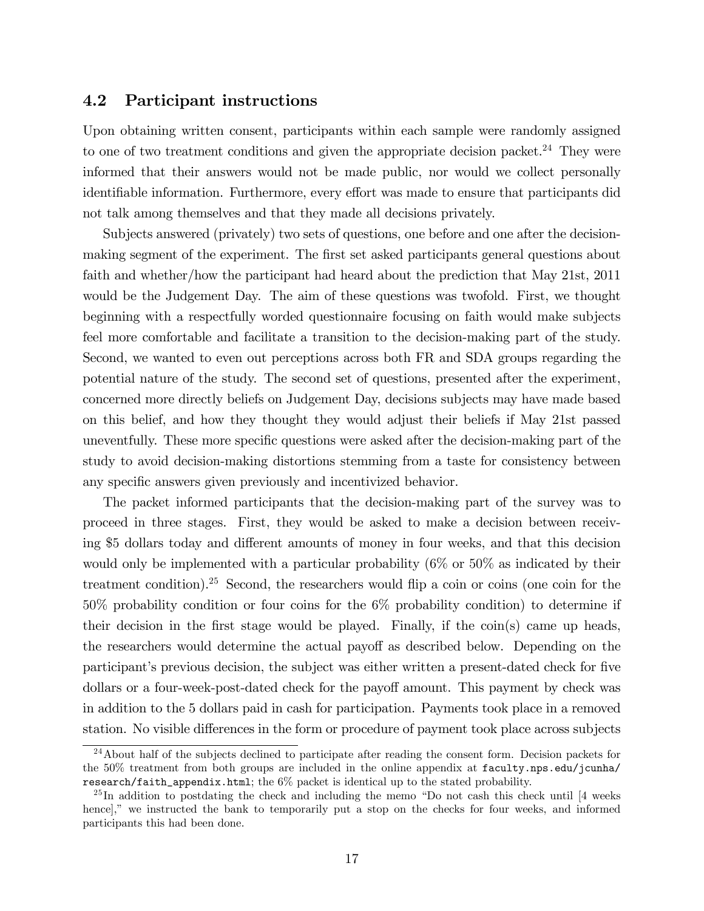### 4.2 Participant instructions

Upon obtaining written consent, participants within each sample were randomly assigned to one of two treatment conditions and given the appropriate decision packet.[24] They were informed that their answers would not be made public, nor would we collect personally identifiable information. Furthermore, every effort was made to ensure that participants did not talk among themselves and that they made all decisions privately.

Subjects answered (privately) two sets of questions, one before and one after the decision-making segment of the experiment. The first set asked participants general questions about faith and whether/how the participant had heard about the prediction that May 21st, 2011 would be the Judgement Day. The aim of these questions was twofold. First, we thought beginning with a respectfully worded questionnaire focusing on faith would make subjects feel more comfortable and facilitate a transition to the decision-making part of the study. Second, we wanted to even out perceptions across both FR and SDA groups regarding the potential nature of the study. The second set of questions, presented after the experiment, concerned more directly beliefs on Judgement Day, decisions subjects may have made based on this belief, and how they thought they would adjust their beliefs if May 21st passed uneventfully. These more specific questions were asked after the decision-making part of the study to avoid decision-making distortions stemming from a taste for consistency between any specific answers given previously and incentivized behavior.

The packet informed participants that the decision-making part of the survey was to proceed in three stages. First, they would be asked to make a decision between receiving \$5 dollars today and different amounts of money in four weeks, and that this decision would only be implemented with a particular probability (6% or 50% as indicated by their treatment condition).[25] Second, the researchers would flip a coin or coins (one coin for the 50% probability condition or four coins for the 6% probability condition) to determine if their decision in the first stage would be played. Finally, if the coin(s) came up heads, the researchers would determine the actual payoff as described below. Depending on the participant's previous decision, the subject was either written a present-dated check for five dollars or a four-week-post-dated check for the payoff amount. This payment by check was in addition to the 5 dollars paid in cash for participation. Payments took place in a removed station. No visible differences in the form or procedure of payment took place across subjects

[24] About half of the subjects declined to participate after reading the consent form. Decision packets for the 50% treatment from both groups are included in the online appendix at `faculty.nps.edu/jcunha/research/faith_appendix.html`; the 6% packet is identical up to the stated probability.

[25] In addition to postdating the check and including the memo "Do not cash this check until [4 weeks hence]," we instructed the bank to temporarily put a stop on the checks for four weeks, and informed participants this had been done.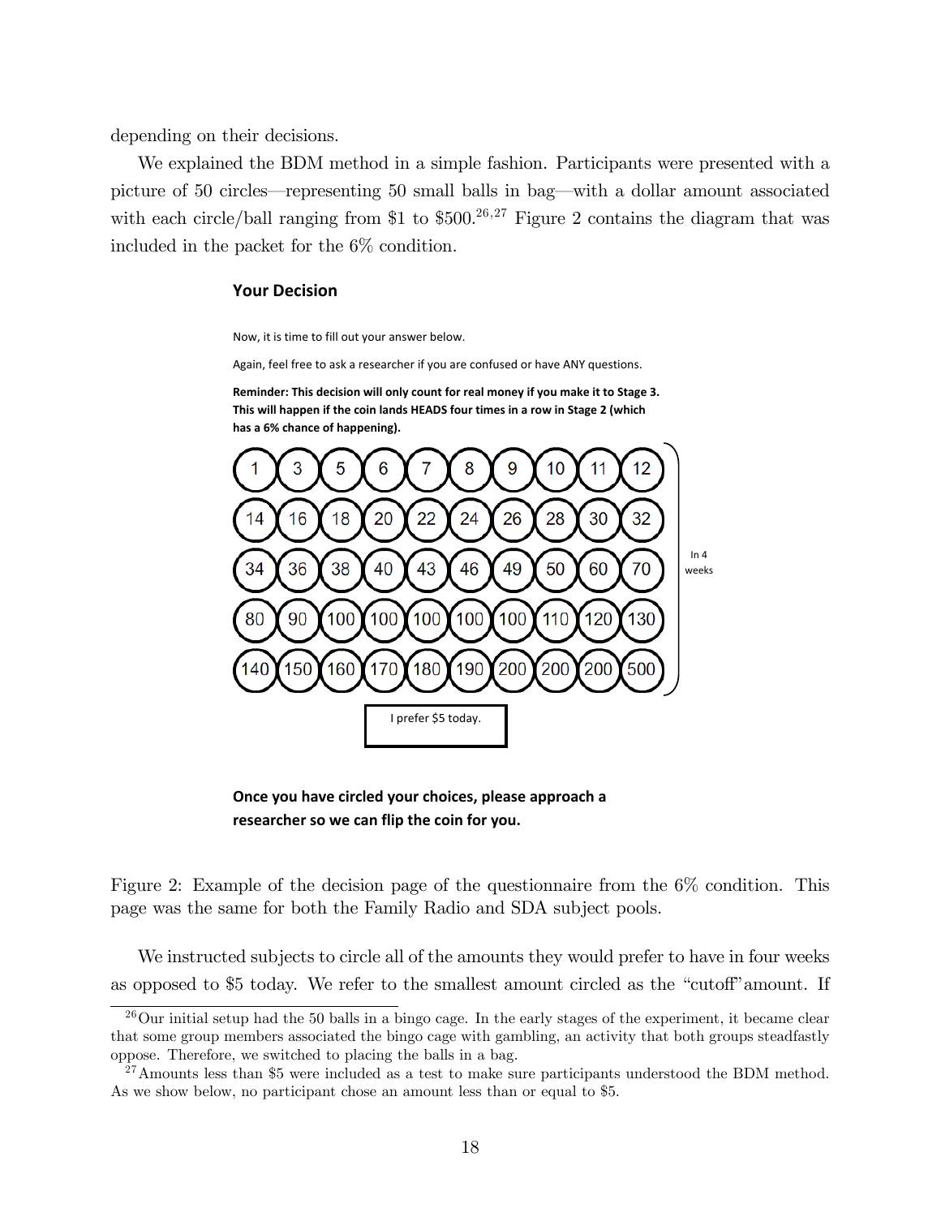depending on their decisions.

We explained the BDM method in a simple fashion. Participants were presented with a picture of 50 circles—representing 50 small balls in bag—with a dollar amount associated with each circle/ball ranging from \$1 to \$500.[26,27] Figure 2 contains the diagram that was included in the packet for the 6% condition.

**Your Decision**

Now, it is time to fill out your answer below.

Again, feel free to ask a researcher if you are confused or have ANY questions.

**Reminder: This decision will only count for real money if you make it to Stage 3. This will happen if the coin lands HEADS four times in a row in Stage 2 (which has a 6% chance of happening).**

| | | | | | | | | | |
|---|---|---|---|---|---|---|---|---|---|
| 1 | 3 | 5 | 6 | 7 | 8 | 9 | 10 | 11 | 12 |
| 14 | 16 | 18 | 20 | 22 | 24 | 26 | 28 | 30 | 32 |
| 34 | 36 | 38 | 40 | 43 | 46 | 49 | 50 | 60 | 70 |
| 80 | 90 | 100 | 100 | 100 | 100 | 100 | 110 | 120 | 130 |
| 140 | 150 | 160 | 170 | 180 | 190 | 200 | 200 | 200 | 500 |

In 4 weeks

I prefer \$5 today.

**Once you have circled your choices, please approach a researcher so we can flip the coin for you.**

Figure 2: Example of the decision page of the questionnaire from the 6% condition. This page was the same for both the Family Radio and SDA subject pools.

We instructed subjects to circle all of the amounts they would prefer to have in four weeks as opposed to \$5 today. We refer to the smallest amount circled as the "cutoff" amount. If

[26] Our initial setup had the 50 balls in a bingo cage. In the early stages of the experiment, it became clear that some group members associated the bingo cage with gambling, an activity that both groups steadfastly oppose. Therefore, we switched to placing the balls in a bag.

[27] Amounts less than \$5 were included as a test to make sure participants understood the BDM method. As we show below, no participant chose an amount less than or equal to \$5.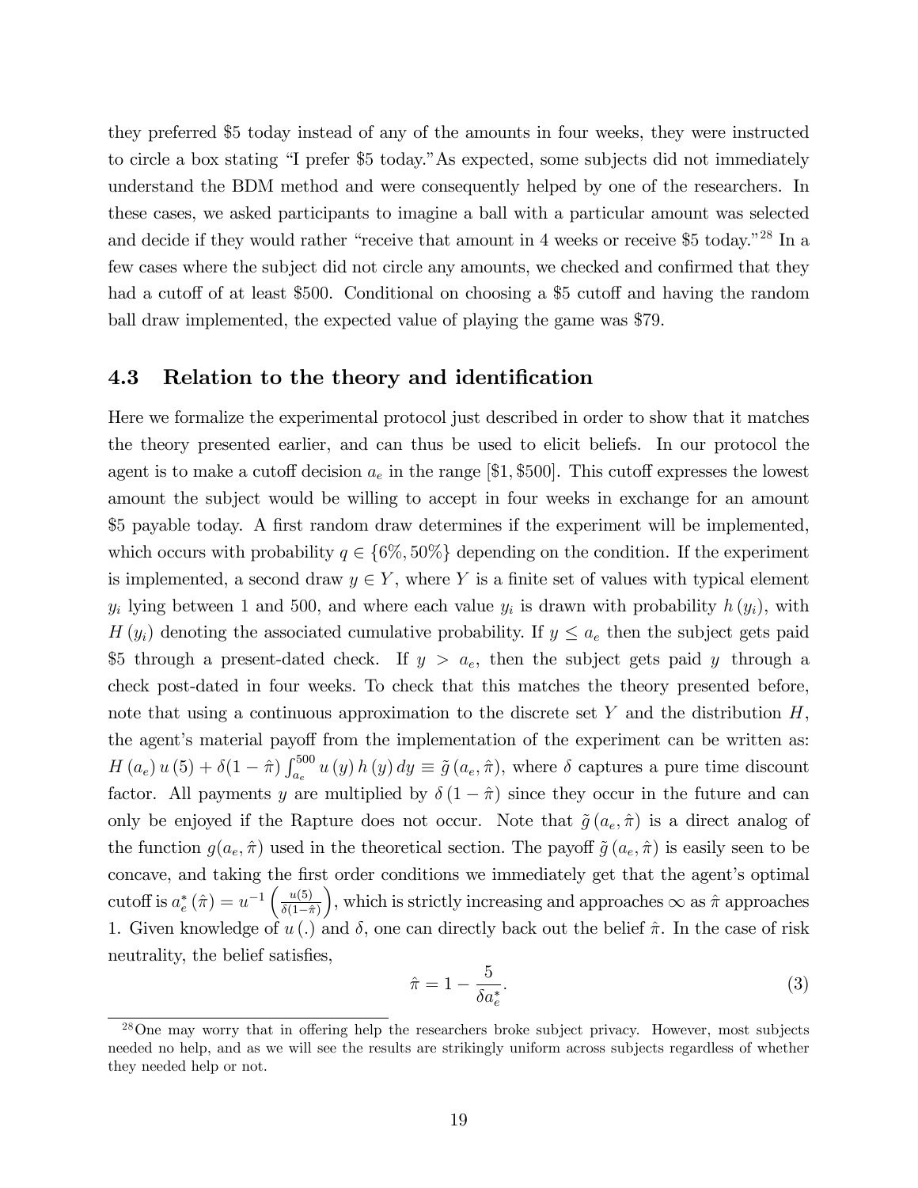they preferred \$5 today instead of any of the amounts in four weeks, they were instructed to circle a box stating "I prefer \$5 today." As expected, some subjects did not immediately understand the BDM method and were consequently helped by one of the researchers. In these cases, we asked participants to imagine a ball with a particular amount was selected and decide if they would rather "receive that amount in 4 weeks or receive \$5 today."[28] In a few cases where the subject did not circle any amounts, we checked and confirmed that they had a cutoff of at least \$500. Conditional on choosing a \$5 cutoff and having the random ball draw implemented, the expected value of playing the game was \$79.

### 4.3 Relation to the theory and identification

Here we formalize the experimental protocol just described in order to show that it matches the theory presented earlier, and can thus be used to elicit beliefs. In our protocol the agent is to make a cutoff decision $a_e$ in the range $[\$1, \$500]$. This cutoff expresses the lowest amount the subject would be willing to accept in four weeks in exchange for an amount \$5 payable today. A first random draw determines if the experiment will be implemented, which occurs with probability $q \in \{6\%, 50\%\}$ depending on the condition. If the experiment is implemented, a second draw $y \in Y$, where $Y$ is a finite set of values with typical element $y_i$ lying between 1 and 500, and where each value $y_i$ is drawn with probability $h(y_i)$, with $H(y_i)$ denoting the associated cumulative probability. If $y \leq a_e$ then the subject gets paid \$5 through a present-dated check. If $y > a_e$, then the subject gets paid $y$ through a check post-dated in four weeks. To check that this matches the theory presented before, note that using a continuous approximation to the discrete set $Y$ and the distribution $H$, the agent's material payoff from the implementation of the experiment can be written as: $H(a_e)\, u(5) + \delta(1-\hat{\pi}) \int_{a_e}^{500} u(y)\, h(y)\, dy \equiv \tilde{g}(a_e, \hat{\pi})$, where $\delta$ captures a pure time discount factor. All payments $y$ are multiplied by $\delta(1-\hat{\pi})$ since they occur in the future and can only be enjoyed if the Rapture does not occur. Note that $\tilde{g}(a_e, \hat{\pi})$ is a direct analog of the function $g(a_e, \hat{\pi})$ used in the theoretical section. The payoff $\tilde{g}(a_e, \hat{\pi})$ is easily seen to be concave, and taking the first order conditions we immediately get that the agent's optimal cutoff is $a_e^*(\hat{\pi}) = u^{-1}\left(\frac{u(5)}{\delta(1-\hat{\pi})}\right)$, which is strictly increasing and approaches $\infty$ as $\hat{\pi}$ approaches 1. Given knowledge of $u(.)$ and $\delta$, one can directly back out the belief $\hat{\pi}$. In the case of risk neutrality, the belief satisfies,

$$\hat{\pi} = 1 - \frac{5}{\delta a_e^*}. \tag{3}$$

[28] One may worry that in offering help the researchers broke subject privacy. However, most subjects needed no help, and as we will see the results are strikingly uniform across subjects regardless of whether they needed help or not.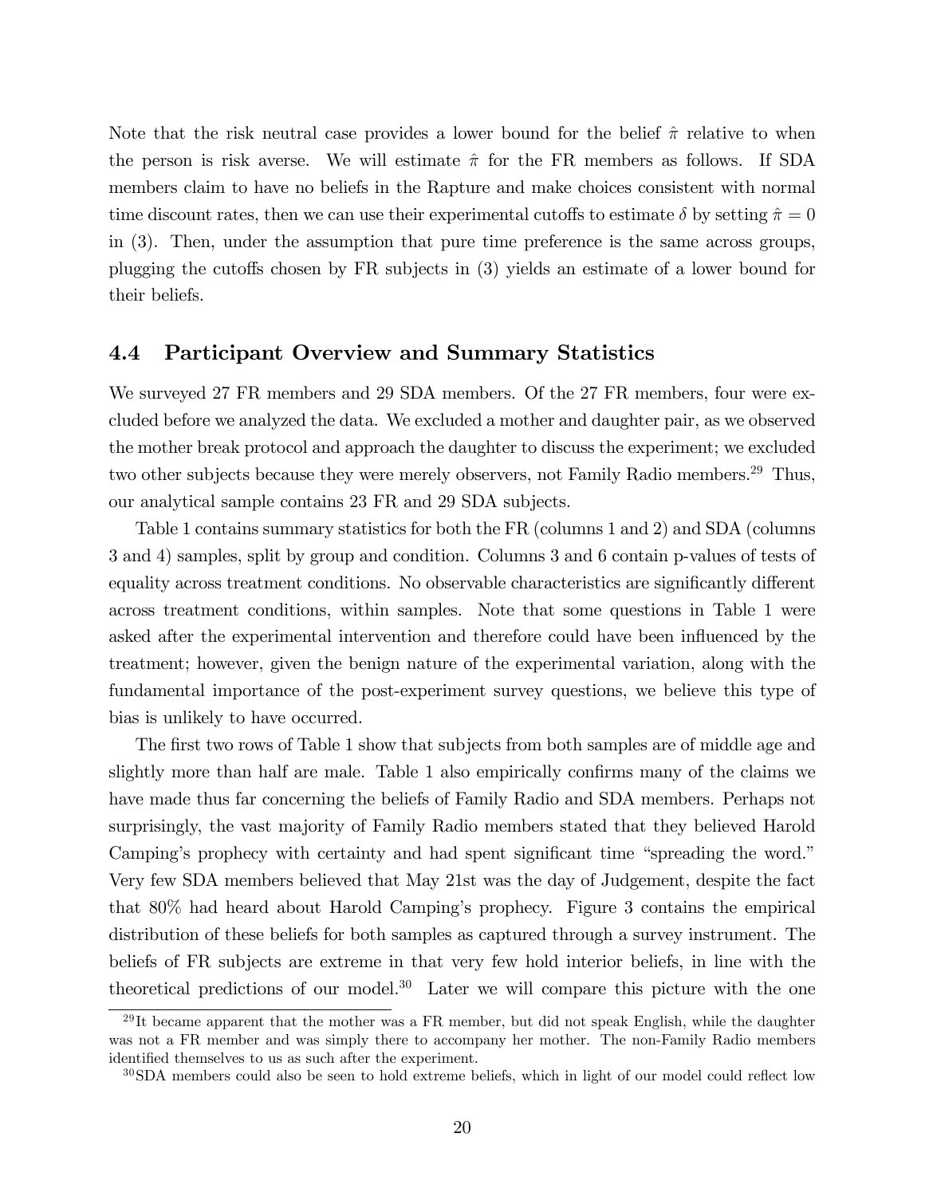Note that the risk neutral case provides a lower bound for the belief $\hat{\pi}$ relative to when the person is risk averse. We will estimate $\hat{\pi}$ for the FR members as follows. If SDA members claim to have no beliefs in the Rapture and make choices consistent with normal time discount rates, then we can use their experimental cutoffs to estimate $\delta$ by setting $\hat{\pi} = 0$ in (3). Then, under the assumption that pure time preference is the same across groups, plugging the cutoffs chosen by FR subjects in (3) yields an estimate of a lower bound for their beliefs.

### 4.4 Participant Overview and Summary Statistics

We surveyed 27 FR members and 29 SDA members. Of the 27 FR members, four were excluded before we analyzed the data. We excluded a mother and daughter pair, as we observed the mother break protocol and approach the daughter to discuss the experiment; we excluded two other subjects because they were merely observers, not Family Radio members.[29] Thus, our analytical sample contains 23 FR and 29 SDA subjects.

Table 1 contains summary statistics for both the FR (columns 1 and 2) and SDA (columns 3 and 4) samples, split by group and condition. Columns 3 and 6 contain p-values of tests of equality across treatment conditions. No observable characteristics are significantly different across treatment conditions, within samples. Note that some questions in Table 1 were asked after the experimental intervention and therefore could have been influenced by the treatment; however, given the benign nature of the experimental variation, along with the fundamental importance of the post-experiment survey questions, we believe this type of bias is unlikely to have occurred.

The first two rows of Table 1 show that subjects from both samples are of middle age and slightly more than half are male. Table 1 also empirically confirms many of the claims we have made thus far concerning the beliefs of Family Radio and SDA members. Perhaps not surprisingly, the vast majority of Family Radio members stated that they believed Harold Camping's prophecy with certainty and had spent significant time "spreading the word." Very few SDA members believed that May 21st was the day of Judgement, despite the fact that 80% had heard about Harold Camping's prophecy. Figure 3 contains the empirical distribution of these beliefs for both samples as captured through a survey instrument. The beliefs of FR subjects are extreme in that very few hold interior beliefs, in line with the theoretical predictions of our model.[30] Later we will compare this picture with the one

[29] It became apparent that the mother was a FR member, but did not speak English, while the daughter was not a FR member and was simply there to accompany her mother. The non-Family Radio members identified themselves to us as such after the experiment.

[30] SDA members could also be seen to hold extreme beliefs, which in light of our model could reflect low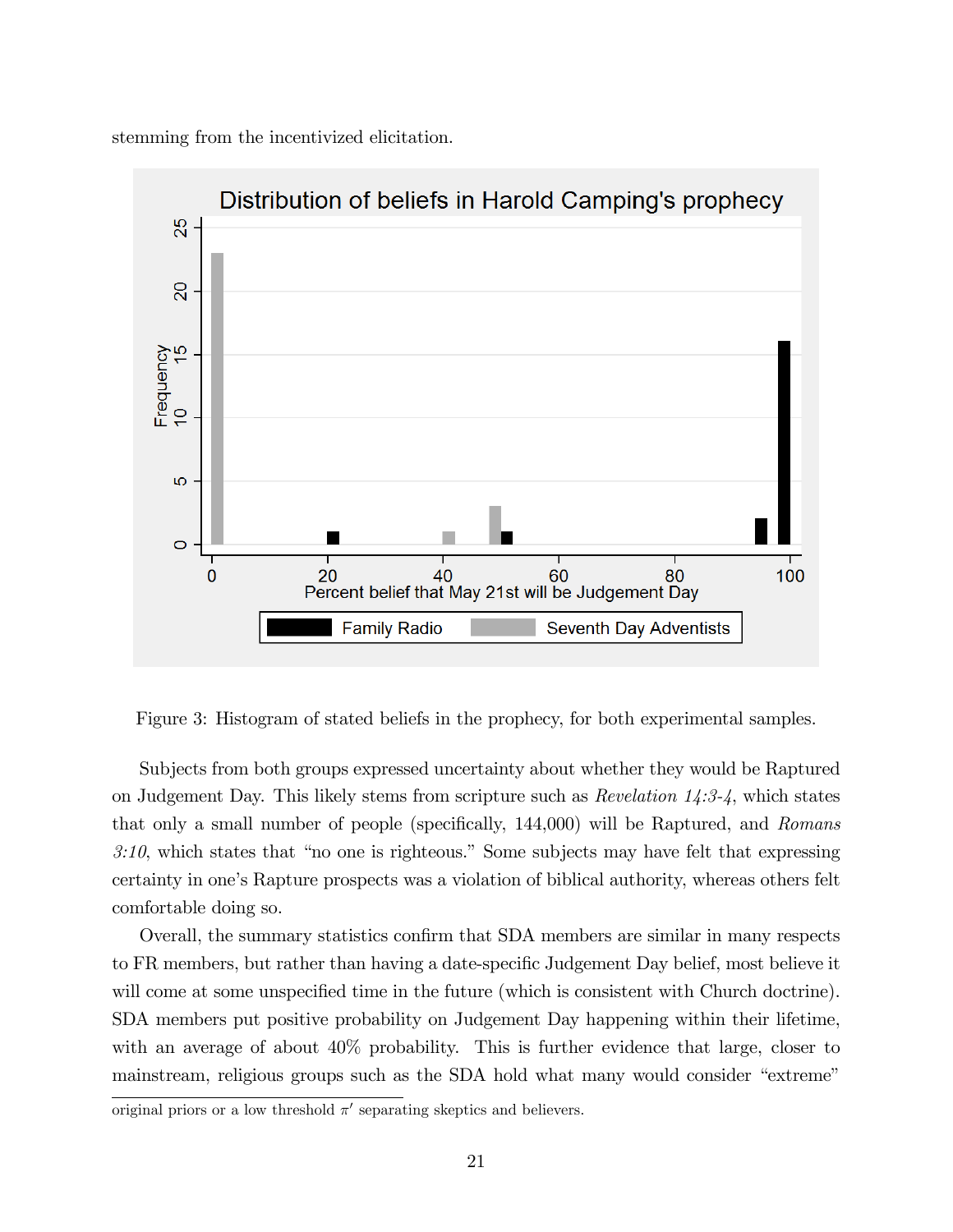stemming from the incentivized elicitation.

Figure 3: Histogram of stated beliefs in the prophecy, for both experimental samples.

Subjects from both groups expressed uncertainty about whether they would be Raptured on Judgement Day. This likely stems from scripture such as *Revelation 14:3-4*, which states that only a small number of people (specifically, 144,000) will be Raptured, and *Romans 3:10*, which states that "no one is righteous." Some subjects may have felt that expressing certainty in one's Rapture prospects was a violation of biblical authority, whereas others felt comfortable doing so.

Overall, the summary statistics confirm that SDA members are similar in many respects to FR members, but rather than having a date-specific Judgement Day belief, most believe it will come at some unspecified time in the future (which is consistent with Church doctrine). SDA members put positive probability on Judgement Day happening within their lifetime, with an average of about 40% probability. This is further evidence that large, closer to mainstream, religious groups such as the SDA hold what many would consider "extreme"

original priors or a low threshold $\pi'$ separating skeptics and believers.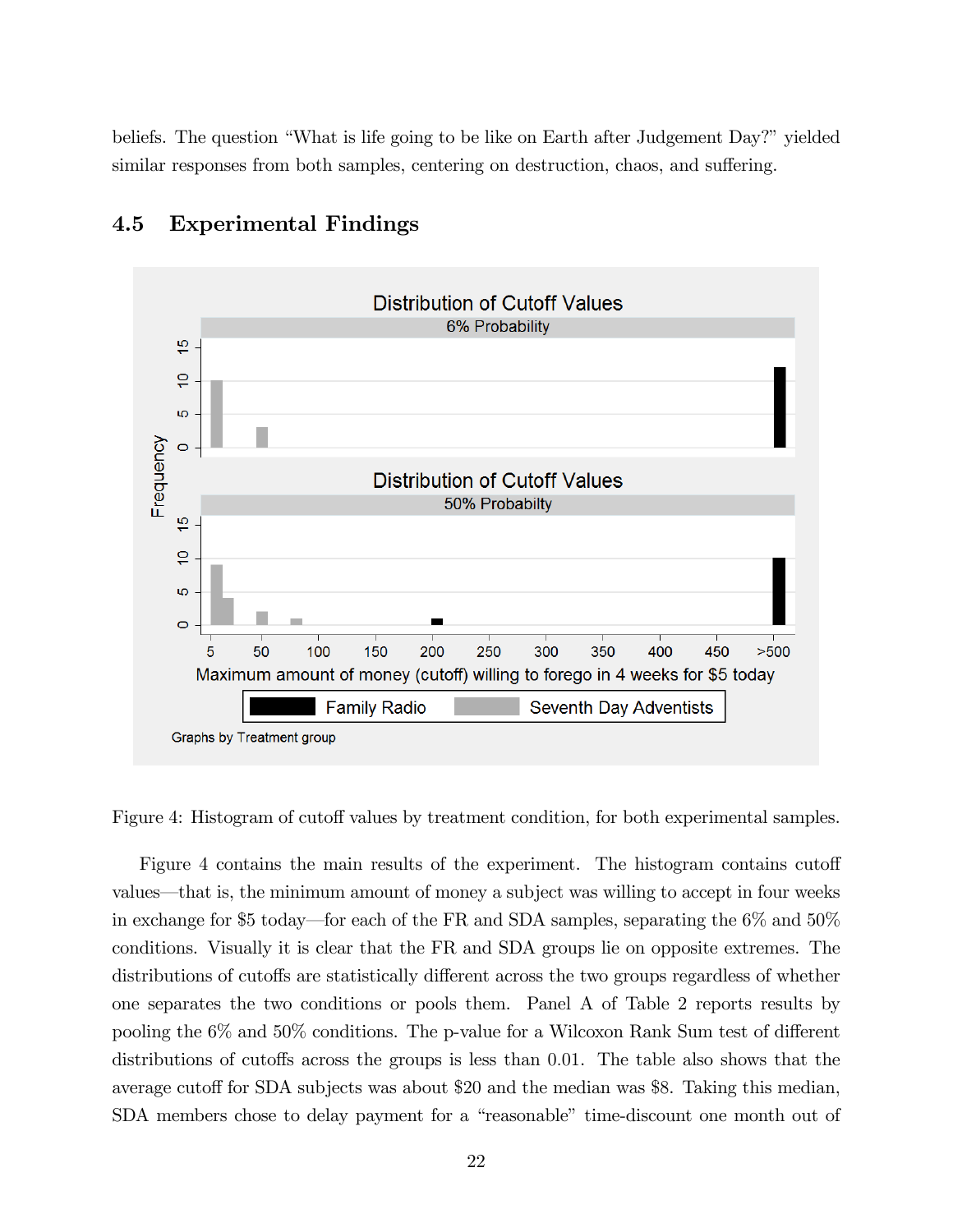beliefs. The question “What is life going to be like on Earth after Judgement Day?” yielded similar responses from both samples, centering on destruction, chaos, and suffering.

## 4.5 Experimental Findings

Figure 4: Histogram of cutoff values by treatment condition, for both experimental samples.

Figure 4 contains the main results of the experiment. The histogram contains cutoff values—that is, the minimum amount of money a subject was willing to accept in four weeks in exchange for $5 today—for each of the FR and SDA samples, separating the 6% and 50% conditions. Visually it is clear that the FR and SDA groups lie on opposite extremes. The distributions of cutoffs are statistically different across the two groups regardless of whether one separates the two conditions or pools them. Panel A of Table 2 reports results by pooling the 6% and 50% conditions. The p-value for a Wilcoxon Rank Sum test of different distributions of cutoffs across the groups is less than 0.01. The table also shows that the average cutoff for SDA subjects was about $20 and the median was $8. Taking this median, SDA members chose to delay payment for a “reasonable” time-discount one month out of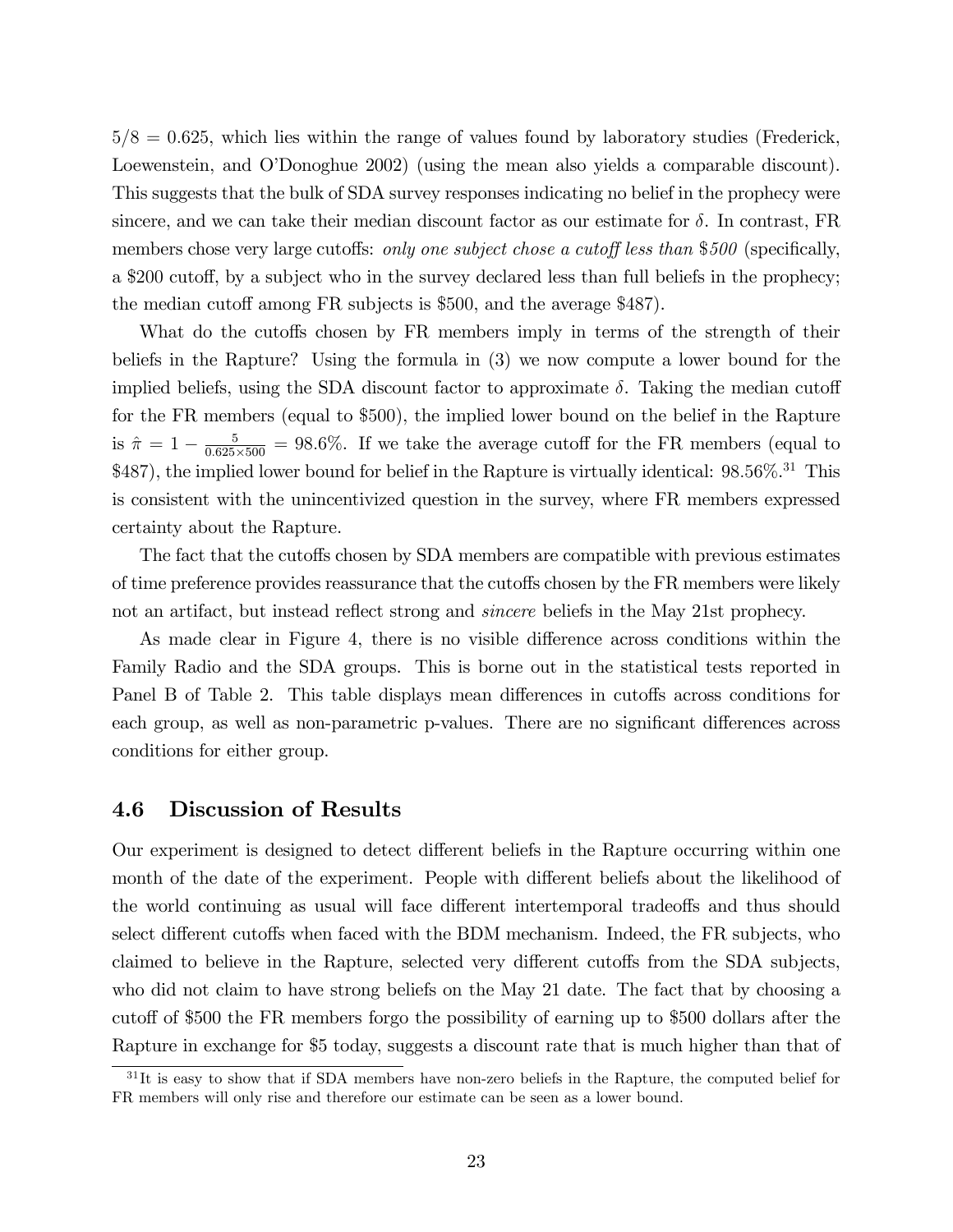$5/8 = 0.625$, which lies within the range of values found by laboratory studies (Frederick, Loewenstein, and O'Donoghue 2002) (using the mean also yields a comparable discount). This suggests that the bulk of SDA survey responses indicating no belief in the prophecy were sincere, and we can take their median discount factor as our estimate for $\delta$. In contrast, FR members chose very large cutoffs: *only one subject chose a cutoff less than \$500* (specifically, a \$200 cutoff, by a subject who in the survey declared less than full beliefs in the prophecy; the median cutoff among FR subjects is \$500, and the average \$487).

What do the cutoffs chosen by FR members imply in terms of the strength of their beliefs in the Rapture? Using the formula in (3) we now compute a lower bound for the implied beliefs, using the SDA discount factor to approximate $\delta$. Taking the median cutoff for the FR members (equal to \$500), the implied lower bound on the belief in the Rapture is $\hat{\pi} = 1 - \frac{5}{0.625 \times 500} = 98.6\%$. If we take the average cutoff for the FR members (equal to \$487), the implied lower bound for belief in the Rapture is virtually identical: 98.56%.[31] This is consistent with the unincentivized question in the survey, where FR members expressed certainty about the Rapture.

The fact that the cutoffs chosen by SDA members are compatible with previous estimates of time preference provides reassurance that the cutoffs chosen by the FR members were likely not an artifact, but instead reflect strong and *sincere* beliefs in the May 21st prophecy.

As made clear in Figure 4, there is no visible difference across conditions within the Family Radio and the SDA groups. This is borne out in the statistical tests reported in Panel B of Table 2. This table displays mean differences in cutoffs across conditions for each group, as well as non-parametric p-values. There are no significant differences across conditions for either group.

### 4.6 Discussion of Results

Our experiment is designed to detect different beliefs in the Rapture occurring within one month of the date of the experiment. People with different beliefs about the likelihood of the world continuing as usual will face different intertemporal tradeoffs and thus should select different cutoffs when faced with the BDM mechanism. Indeed, the FR subjects, who claimed to believe in the Rapture, selected very different cutoffs from the SDA subjects, who did not claim to have strong beliefs on the May 21 date. The fact that by choosing a cutoff of \$500 the FR members forgo the possibility of earning up to \$500 dollars after the Rapture in exchange for \$5 today, suggests a discount rate that is much higher than that of

[31] It is easy to show that if SDA members have non-zero beliefs in the Rapture, the computed belief for FR members will only rise and therefore our estimate can be seen as a lower bound.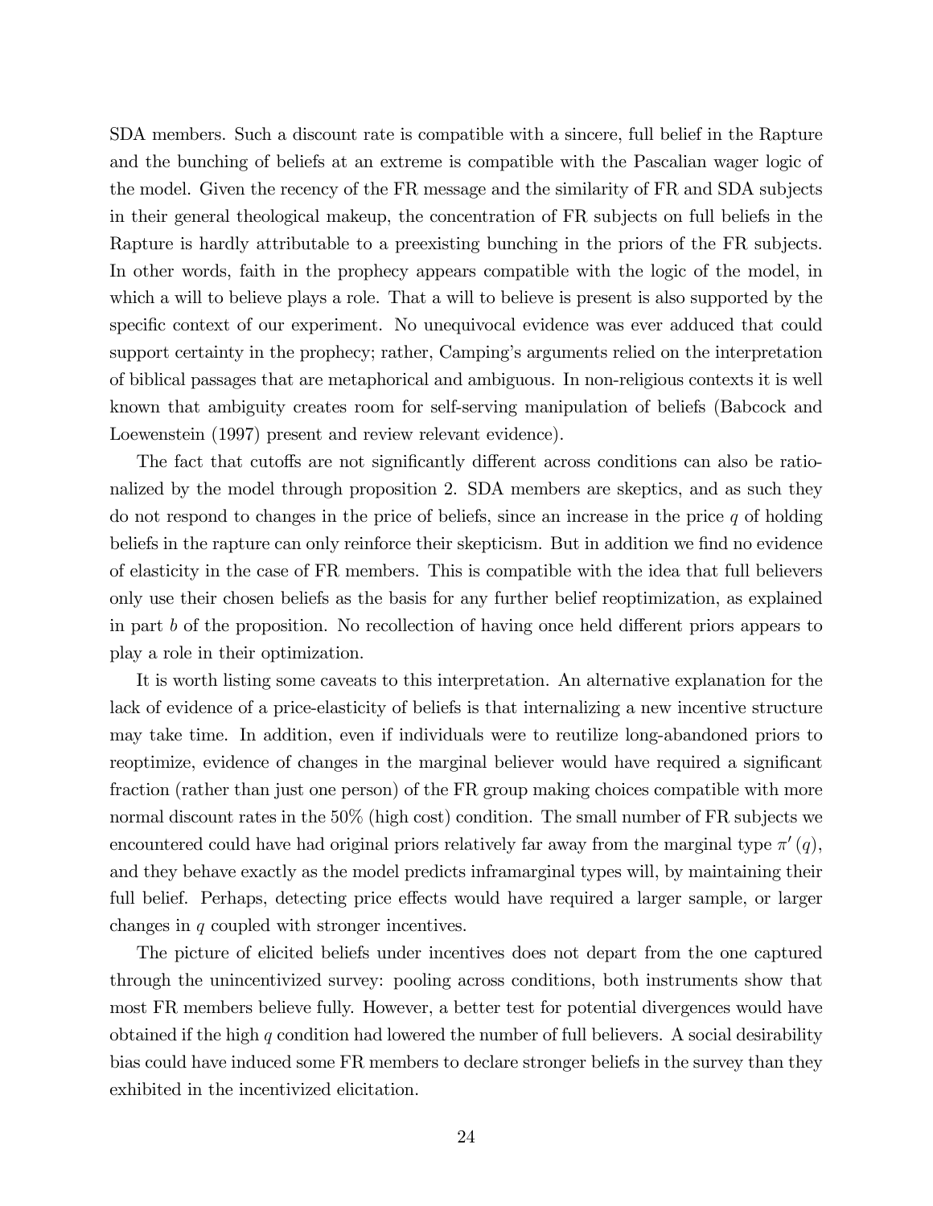SDA members. Such a discount rate is compatible with a sincere, full belief in the Rapture and the bunching of beliefs at an extreme is compatible with the Pascalian wager logic of the model. Given the recency of the FR message and the similarity of FR and SDA subjects in their general theological makeup, the concentration of FR subjects on full beliefs in the Rapture is hardly attributable to a preexisting bunching in the priors of the FR subjects. In other words, faith in the prophecy appears compatible with the logic of the model, in which a will to believe plays a role. That a will to believe is present is also supported by the specific context of our experiment. No unequivocal evidence was ever adduced that could support certainty in the prophecy; rather, Camping's arguments relied on the interpretation of biblical passages that are metaphorical and ambiguous. In non-religious contexts it is well known that ambiguity creates room for self-serving manipulation of beliefs (Babcock and Loewenstein (1997) present and review relevant evidence).

The fact that cutoffs are not significantly different across conditions can also be rationalized by the model through proposition 2. SDA members are skeptics, and as such they do not respond to changes in the price of beliefs, since an increase in the price $q$ of holding beliefs in the rapture can only reinforce their skepticism. But in addition we find no evidence of elasticity in the case of FR members. This is compatible with the idea that full believers only use their chosen beliefs as the basis for any further belief reoptimization, as explained in part $b$ of the proposition. No recollection of having once held different priors appears to play a role in their optimization.

It is worth listing some caveats to this interpretation. An alternative explanation for the lack of evidence of a price-elasticity of beliefs is that internalizing a new incentive structure may take time. In addition, even if individuals were to reutilize long-abandoned priors to reoptimize, evidence of changes in the marginal believer would have required a significant fraction (rather than just one person) of the FR group making choices compatible with more normal discount rates in the 50% (high cost) condition. The small number of FR subjects we encountered could have had original priors relatively far away from the marginal type $\pi'(q)$, and they behave exactly as the model predicts inframarginal types will, by maintaining their full belief. Perhaps, detecting price effects would have required a larger sample, or larger changes in $q$ coupled with stronger incentives.

The picture of elicited beliefs under incentives does not depart from the one captured through the unincentivized survey: pooling across conditions, both instruments show that most FR members believe fully. However, a better test for potential divergences would have obtained if the high $q$ condition had lowered the number of full believers. A social desirability bias could have induced some FR members to declare stronger beliefs in the survey than they exhibited in the incentivized elicitation.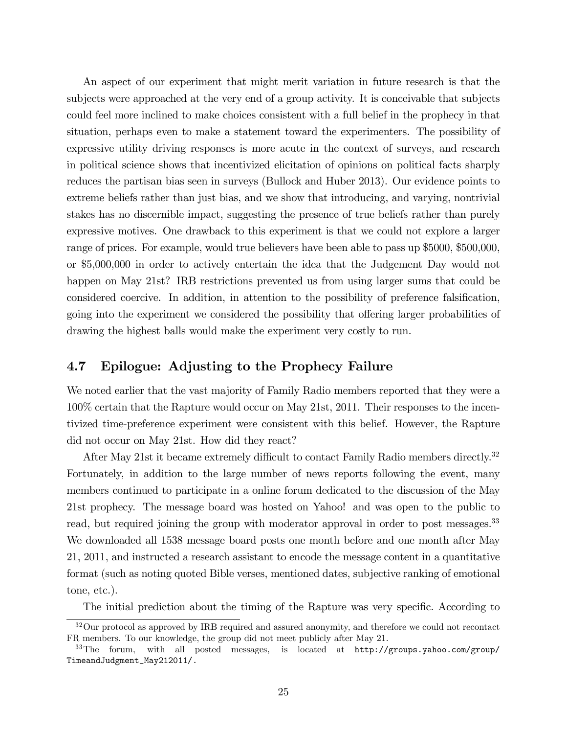An aspect of our experiment that might merit variation in future research is that the subjects were approached at the very end of a group activity. It is conceivable that subjects could feel more inclined to make choices consistent with a full belief in the prophecy in that situation, perhaps even to make a statement toward the experimenters. The possibility of expressive utility driving responses is more acute in the context of surveys, and research in political science shows that incentivized elicitation of opinions on political facts sharply reduces the partisan bias seen in surveys (Bullock and Huber 2013). Our evidence points to extreme beliefs rather than just bias, and we show that introducing, and varying, nontrivial stakes has no discernible impact, suggesting the presence of true beliefs rather than purely expressive motives. One drawback to this experiment is that we could not explore a larger range of prices. For example, would true believers have been able to pass up \$5000, \$500,000, or \$5,000,000 in order to actively entertain the idea that the Judgement Day would not happen on May 21st? IRB restrictions prevented us from using larger sums that could be considered coercive. In addition, in attention to the possibility of preference falsification, going into the experiment we considered the possibility that offering larger probabilities of drawing the highest balls would make the experiment very costly to run.

## 4.7 Epilogue: Adjusting to the Prophecy Failure

We noted earlier that the vast majority of Family Radio members reported that they were a 100% certain that the Rapture would occur on May 21st, 2011. Their responses to the incentivized time-preference experiment were consistent with this belief. However, the Rapture did not occur on May 21st. How did they react?

After May 21st it became extremely difficult to contact Family Radio members directly.[32] Fortunately, in addition to the large number of news reports following the event, many members continued to participate in a online forum dedicated to the discussion of the May 21st prophecy. The message board was hosted on Yahoo! and was open to the public to read, but required joining the group with moderator approval in order to post messages.[33] We downloaded all 1538 message board posts one month before and one month after May 21, 2011, and instructed a research assistant to encode the message content in a quantitative format (such as noting quoted Bible verses, mentioned dates, subjective ranking of emotional tone, etc.).

The initial prediction about the timing of the Rapture was very specific. According to

[32] Our protocol as approved by IRB required and assured anonymity, and therefore we could not recontact FR members. To our knowledge, the group did not meet publicly after May 21.

[33] The forum, with all posted messages, is located at `http://groups.yahoo.com/group/TimeandJudgment_May212011/`.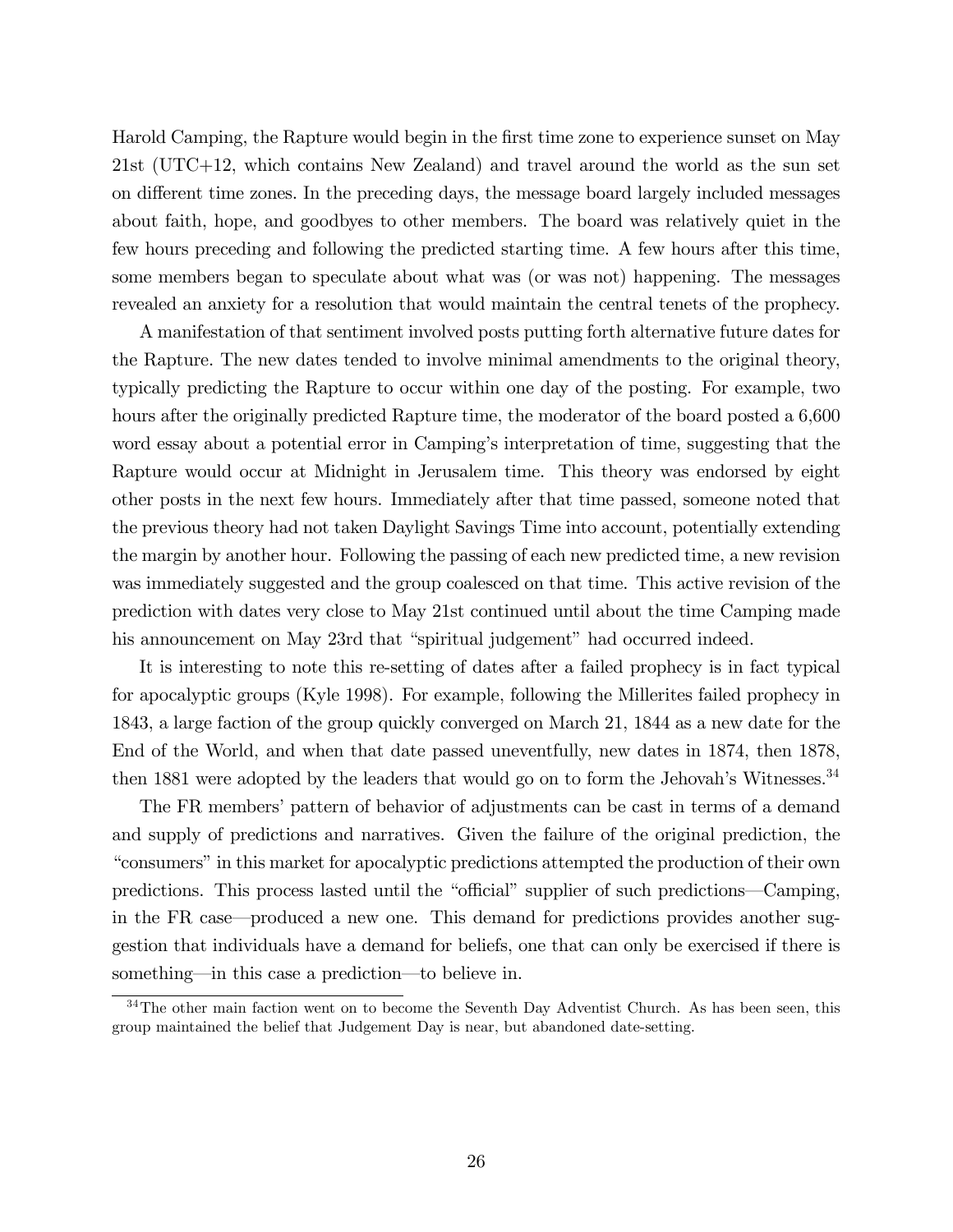Harold Camping, the Rapture would begin in the first time zone to experience sunset on May 21st (UTC+12, which contains New Zealand) and travel around the world as the sun set on different time zones. In the preceding days, the message board largely included messages about faith, hope, and goodbyes to other members. The board was relatively quiet in the few hours preceding and following the predicted starting time. A few hours after this time, some members began to speculate about what was (or was not) happening. The messages revealed an anxiety for a resolution that would maintain the central tenets of the prophecy.

A manifestation of that sentiment involved posts putting forth alternative future dates for the Rapture. The new dates tended to involve minimal amendments to the original theory, typically predicting the Rapture to occur within one day of the posting. For example, two hours after the originally predicted Rapture time, the moderator of the board posted a 6,600 word essay about a potential error in Camping's interpretation of time, suggesting that the Rapture would occur at Midnight in Jerusalem time. This theory was endorsed by eight other posts in the next few hours. Immediately after that time passed, someone noted that the previous theory had not taken Daylight Savings Time into account, potentially extending the margin by another hour. Following the passing of each new predicted time, a new revision was immediately suggested and the group coalesced on that time. This active revision of the prediction with dates very close to May 21st continued until about the time Camping made his announcement on May 23rd that "spiritual judgement" had occurred indeed.

It is interesting to note this re-setting of dates after a failed prophecy is in fact typical for apocalyptic groups (Kyle 1998). For example, following the Millerites failed prophecy in 1843, a large faction of the group quickly converged on March 21, 1844 as a new date for the End of the World, and when that date passed uneventfully, new dates in 1874, then 1878, then 1881 were adopted by the leaders that would go on to form the Jehovah's Witnesses.[34]

The FR members' pattern of behavior of adjustments can be cast in terms of a demand and supply of predictions and narratives. Given the failure of the original prediction, the "consumers" in this market for apocalyptic predictions attempted the production of their own predictions. This process lasted until the "official" supplier of such predictions—Camping, in the FR case—produced a new one. This demand for predictions provides another suggestion that individuals have a demand for beliefs, one that can only be exercised if there is something—in this case a prediction—to believe in.

[34] The other main faction went on to become the Seventh Day Adventist Church. As has been seen, this group maintained the belief that Judgement Day is near, but abandoned date-setting.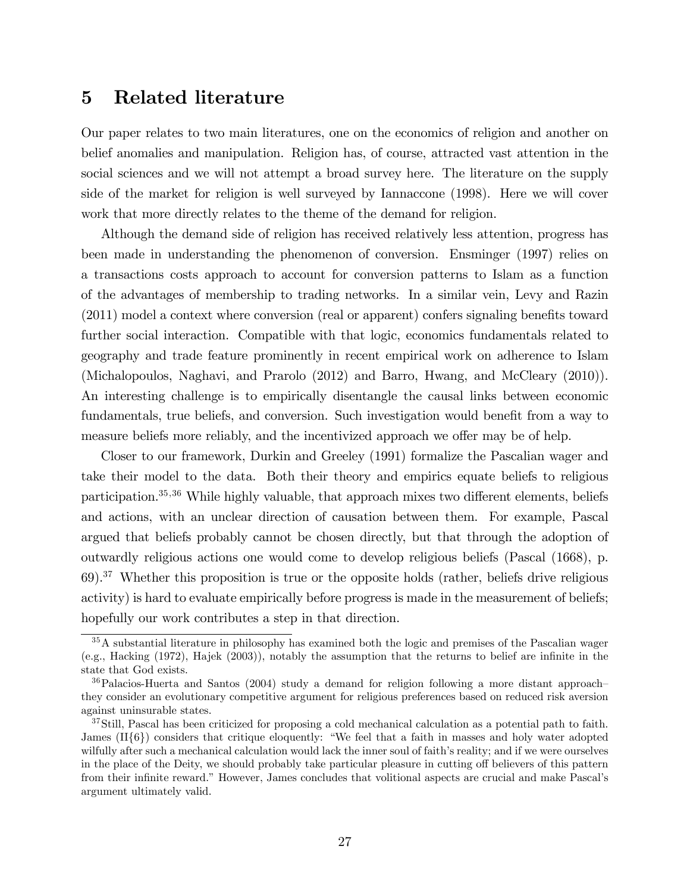# 5 Related literature

Our paper relates to two main literatures, one on the economics of religion and another on belief anomalies and manipulation. Religion has, of course, attracted vast attention in the social sciences and we will not attempt a broad survey here. The literature on the supply side of the market for religion is well surveyed by Iannaccone (1998). Here we will cover work that more directly relates to the theme of the demand for religion.

Although the demand side of religion has received relatively less attention, progress has been made in understanding the phenomenon of conversion. Ensminger (1997) relies on a transactions costs approach to account for conversion patterns to Islam as a function of the advantages of membership to trading networks. In a similar vein, Levy and Razin (2011) model a context where conversion (real or apparent) confers signaling benefits toward further social interaction. Compatible with that logic, economics fundamentals related to geography and trade feature prominently in recent empirical work on adherence to Islam (Michalopoulos, Naghavi, and Prarolo (2012) and Barro, Hwang, and McCleary (2010)). An interesting challenge is to empirically disentangle the causal links between economic fundamentals, true beliefs, and conversion. Such investigation would benefit from a way to measure beliefs more reliably, and the incentivized approach we offer may be of help.

Closer to our framework, Durkin and Greeley (1991) formalize the Pascalian wager and take their model to the data. Both their theory and empirics equate beliefs to religious participation.[35,36] While highly valuable, that approach mixes two different elements, beliefs and actions, with an unclear direction of causation between them. For example, Pascal argued that beliefs probably cannot be chosen directly, but that through the adoption of outwardly religious actions one would come to develop religious beliefs (Pascal (1668), p. 69).[37] Whether this proposition is true or the opposite holds (rather, beliefs drive religious activity) is hard to evaluate empirically before progress is made in the measurement of beliefs; hopefully our work contributes a step in that direction.

[35] A substantial literature in philosophy has examined both the logic and premises of the Pascalian wager (e.g., Hacking (1972), Hajek (2003)), notably the assumption that the returns to belief are infinite in the state that God exists.

[36] Palacios-Huerta and Santos (2004) study a demand for religion following a more distant approach– they consider an evolutionary competitive argument for religious preferences based on reduced risk aversion against uninsurable states.

[37] Still, Pascal has been criticized for proposing a cold mechanical calculation as a potential path to faith. James (II{6}) considers that critique eloquently: "We feel that a faith in masses and holy water adopted wilfully after such a mechanical calculation would lack the inner soul of faith's reality; and if we were ourselves in the place of the Deity, we should probably take particular pleasure in cutting off believers of this pattern from their infinite reward." However, James concludes that volitional aspects are crucial and make Pascal's argument ultimately valid.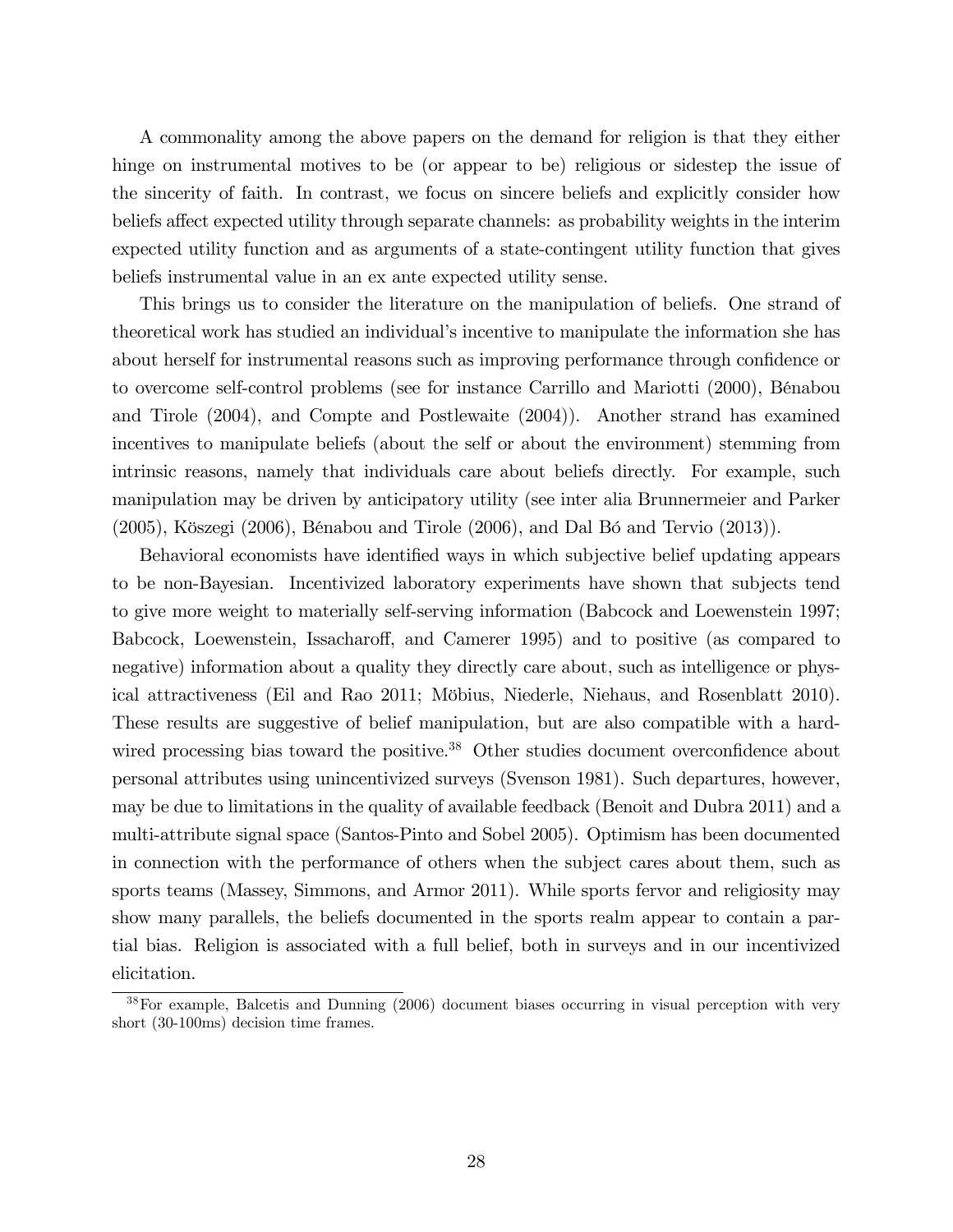A commonality among the above papers on the demand for religion is that they either hinge on instrumental motives to be (or appear to be) religious or sidestep the issue of the sincerity of faith. In contrast, we focus on sincere beliefs and explicitly consider how beliefs affect expected utility through separate channels: as probability weights in the interim expected utility function and as arguments of a state-contingent utility function that gives beliefs instrumental value in an ex ante expected utility sense.

This brings us to consider the literature on the manipulation of beliefs. One strand of theoretical work has studied an individual's incentive to manipulate the information she has about herself for instrumental reasons such as improving performance through confidence or to overcome self-control problems (see for instance Carrillo and Mariotti (2000), Bénabou and Tirole (2004), and Compte and Postlewaite (2004)). Another strand has examined incentives to manipulate beliefs (about the self or about the environment) stemming from intrinsic reasons, namely that individuals care about beliefs directly. For example, such manipulation may be driven by anticipatory utility (see inter alia Brunnermeier and Parker (2005), Köszegi (2006), Bénabou and Tirole (2006), and Dal Bó and Tervio (2013)).

Behavioral economists have identified ways in which subjective belief updating appears to be non-Bayesian. Incentivized laboratory experiments have shown that subjects tend to give more weight to materially self-serving information (Babcock and Loewenstein 1997; Babcock, Loewenstein, Issacharoff, and Camerer 1995) and to positive (as compared to negative) information about a quality they directly care about, such as intelligence or physical attractiveness (Eil and Rao 2011; Möbius, Niederle, Niehaus, and Rosenblatt 2010). These results are suggestive of belief manipulation, but are also compatible with a hard-wired processing bias toward the positive.[38] Other studies document overconfidence about personal attributes using unincentivized surveys (Svenson 1981). Such departures, however, may be due to limitations in the quality of available feedback (Benoit and Dubra 2011) and a multi-attribute signal space (Santos-Pinto and Sobel 2005). Optimism has been documented in connection with the performance of others when the subject cares about them, such as sports teams (Massey, Simmons, and Armor 2011). While sports fervor and religiosity may show many parallels, the beliefs documented in the sports realm appear to contain a partial bias. Religion is associated with a full belief, both in surveys and in our incentivized elicitation.

[38] For example, Balcetis and Dunning (2006) document biases occurring in visual perception with very short (30-100ms) decision time frames.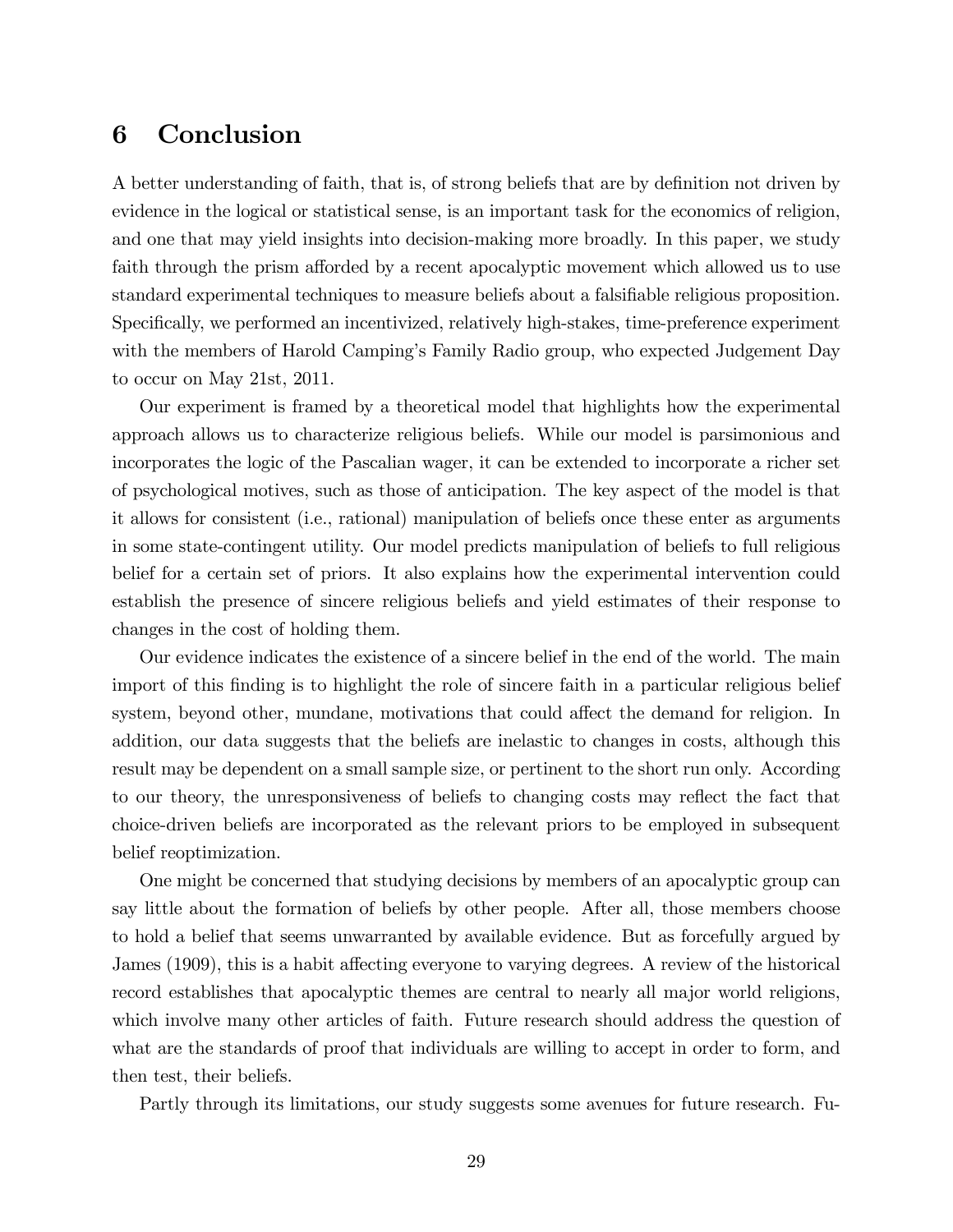# 6 Conclusion

A better understanding of faith, that is, of strong beliefs that are by definition not driven by evidence in the logical or statistical sense, is an important task for the economics of religion, and one that may yield insights into decision-making more broadly. In this paper, we study faith through the prism afforded by a recent apocalyptic movement which allowed us to use standard experimental techniques to measure beliefs about a falsifiable religious proposition. Specifically, we performed an incentivized, relatively high-stakes, time-preference experiment with the members of Harold Camping's Family Radio group, who expected Judgement Day to occur on May 21st, 2011.

Our experiment is framed by a theoretical model that highlights how the experimental approach allows us to characterize religious beliefs. While our model is parsimonious and incorporates the logic of the Pascalian wager, it can be extended to incorporate a richer set of psychological motives, such as those of anticipation. The key aspect of the model is that it allows for consistent (i.e., rational) manipulation of beliefs once these enter as arguments in some state-contingent utility. Our model predicts manipulation of beliefs to full religious belief for a certain set of priors. It also explains how the experimental intervention could establish the presence of sincere religious beliefs and yield estimates of their response to changes in the cost of holding them.

Our evidence indicates the existence of a sincere belief in the end of the world. The main import of this finding is to highlight the role of sincere faith in a particular religious belief system, beyond other, mundane, motivations that could affect the demand for religion. In addition, our data suggests that the beliefs are inelastic to changes in costs, although this result may be dependent on a small sample size, or pertinent to the short run only. According to our theory, the unresponsiveness of beliefs to changing costs may reflect the fact that choice-driven beliefs are incorporated as the relevant priors to be employed in subsequent belief reoptimization.

One might be concerned that studying decisions by members of an apocalyptic group can say little about the formation of beliefs by other people. After all, those members choose to hold a belief that seems unwarranted by available evidence. But as forcefully argued by James (1909), this is a habit affecting everyone to varying degrees. A review of the historical record establishes that apocalyptic themes are central to nearly all major world religions, which involve many other articles of faith. Future research should address the question of what are the standards of proof that individuals are willing to accept in order to form, and then test, their beliefs.

Partly through its limitations, our study suggests some avenues for future research. Fu-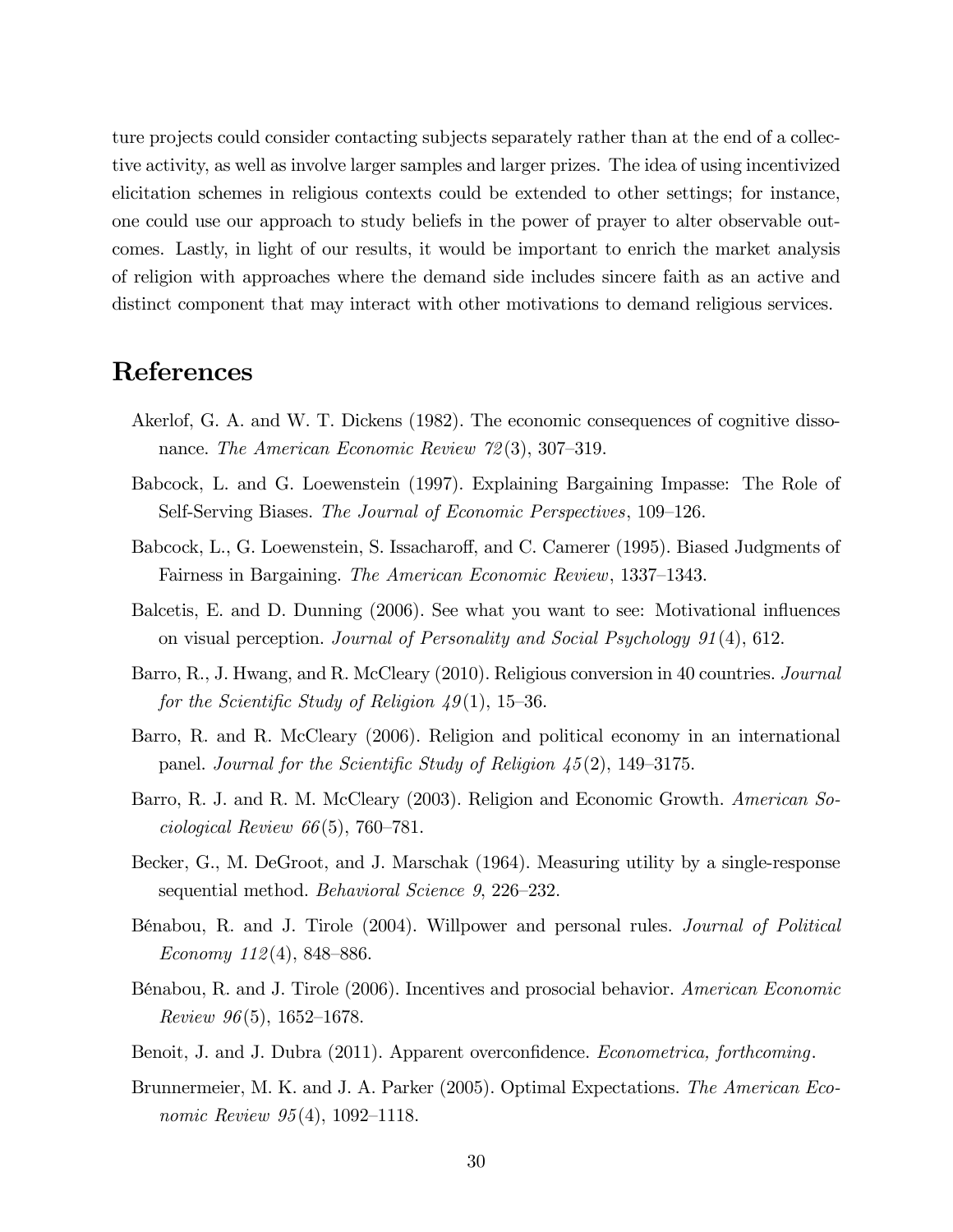ture projects could consider contacting subjects separately rather than at the end of a collective activity, as well as involve larger samples and larger prizes. The idea of using incentivized elicitation schemes in religious contexts could be extended to other settings; for instance, one could use our approach to study beliefs in the power of prayer to alter observable outcomes. Lastly, in light of our results, it would be important to enrich the market analysis of religion with approaches where the demand side includes sincere faith as an active and distinct component that may interact with other motivations to demand religious services.

# References

Akerlof, G. A. and W. T. Dickens (1982). The economic consequences of cognitive dissonance. *The American Economic Review 72*(3), 307–319.

Babcock, L. and G. Loewenstein (1997). Explaining Bargaining Impasse: The Role of Self-Serving Biases. *The Journal of Economic Perspectives*, 109–126.

Babcock, L., G. Loewenstein, S. Issacharoff, and C. Camerer (1995). Biased Judgments of Fairness in Bargaining. *The American Economic Review*, 1337–1343.

Balcetis, E. and D. Dunning (2006). See what you want to see: Motivational influences on visual perception. *Journal of Personality and Social Psychology 91*(4), 612.

Barro, R., J. Hwang, and R. McCleary (2010). Religious conversion in 40 countries. *Journal for the Scientific Study of Religion 49*(1), 15–36.

Barro, R. and R. McCleary (2006). Religion and political economy in an international panel. *Journal for the Scientific Study of Religion 45*(2), 149–3175.

Barro, R. J. and R. M. McCleary (2003). Religion and Economic Growth. *American Sociological Review 66*(5), 760–781.

Becker, G., M. DeGroot, and J. Marschak (1964). Measuring utility by a single-response sequential method. *Behavioral Science 9*, 226–232.

Bénabou, R. and J. Tirole (2004). Willpower and personal rules. *Journal of Political Economy 112*(4), 848–886.

Bénabou, R. and J. Tirole (2006). Incentives and prosocial behavior. *American Economic Review 96*(5), 1652–1678.

Benoit, J. and J. Dubra (2011). Apparent overconfidence. *Econometrica, forthcoming*.

Brunnermeier, M. K. and J. A. Parker (2005). Optimal Expectations. *The American Economic Review 95*(4), 1092–1118.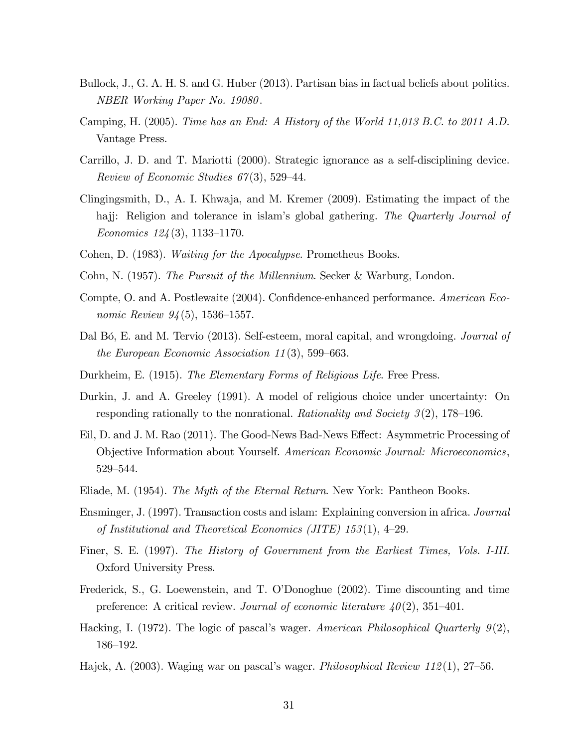Bullock, J., G. A. H. S. and G. Huber (2013). Partisan bias in factual beliefs about politics. *NBER Working Paper No. 19080*.

Camping, H. (2005). *Time has an End: A History of the World 11,013 B.C. to 2011 A.D.* Vantage Press.

Carrillo, J. D. and T. Mariotti (2000). Strategic ignorance as a self-disciplining device. *Review of Economic Studies 67*(3), 529–44.

Clingingsmith, D., A. I. Khwaja, and M. Kremer (2009). Estimating the impact of the hajj: Religion and tolerance in islam's global gathering. *The Quarterly Journal of Economics 124*(3), 1133–1170.

Cohen, D. (1983). *Waiting for the Apocalypse*. Prometheus Books.

Cohn, N. (1957). *The Pursuit of the Millennium*. Secker & Warburg, London.

Compte, O. and A. Postlewaite (2004). Confidence-enhanced performance. *American Economic Review 94*(5), 1536–1557.

Dal Bó, E. and M. Tervio (2013). Self-esteem, moral capital, and wrongdoing. *Journal of the European Economic Association 11*(3), 599–663.

Durkheim, E. (1915). *The Elementary Forms of Religious Life*. Free Press.

Durkin, J. and A. Greeley (1991). A model of religious choice under uncertainty: On responding rationally to the nonrational. *Rationality and Society 3*(2), 178–196.

Eil, D. and J. M. Rao (2011). The Good-News Bad-News Effect: Asymmetric Processing of Objective Information about Yourself. *American Economic Journal: Microeconomics*, 529–544.

Eliade, M. (1954). *The Myth of the Eternal Return*. New York: Pantheon Books.

Ensminger, J. (1997). Transaction costs and islam: Explaining conversion in africa. *Journal of Institutional and Theoretical Economics (JITE) 153*(1), 4–29.

Finer, S. E. (1997). *The History of Government from the Earliest Times, Vols. I-III*. Oxford University Press.

Frederick, S., G. Loewenstein, and T. O'Donoghue (2002). Time discounting and time preference: A critical review. *Journal of economic literature 40*(2), 351–401.

Hacking, I. (1972). The logic of pascal's wager. *American Philosophical Quarterly 9*(2), 186–192.

Hajek, A. (2003). Waging war on pascal's wager. *Philosophical Review 112*(1), 27–56.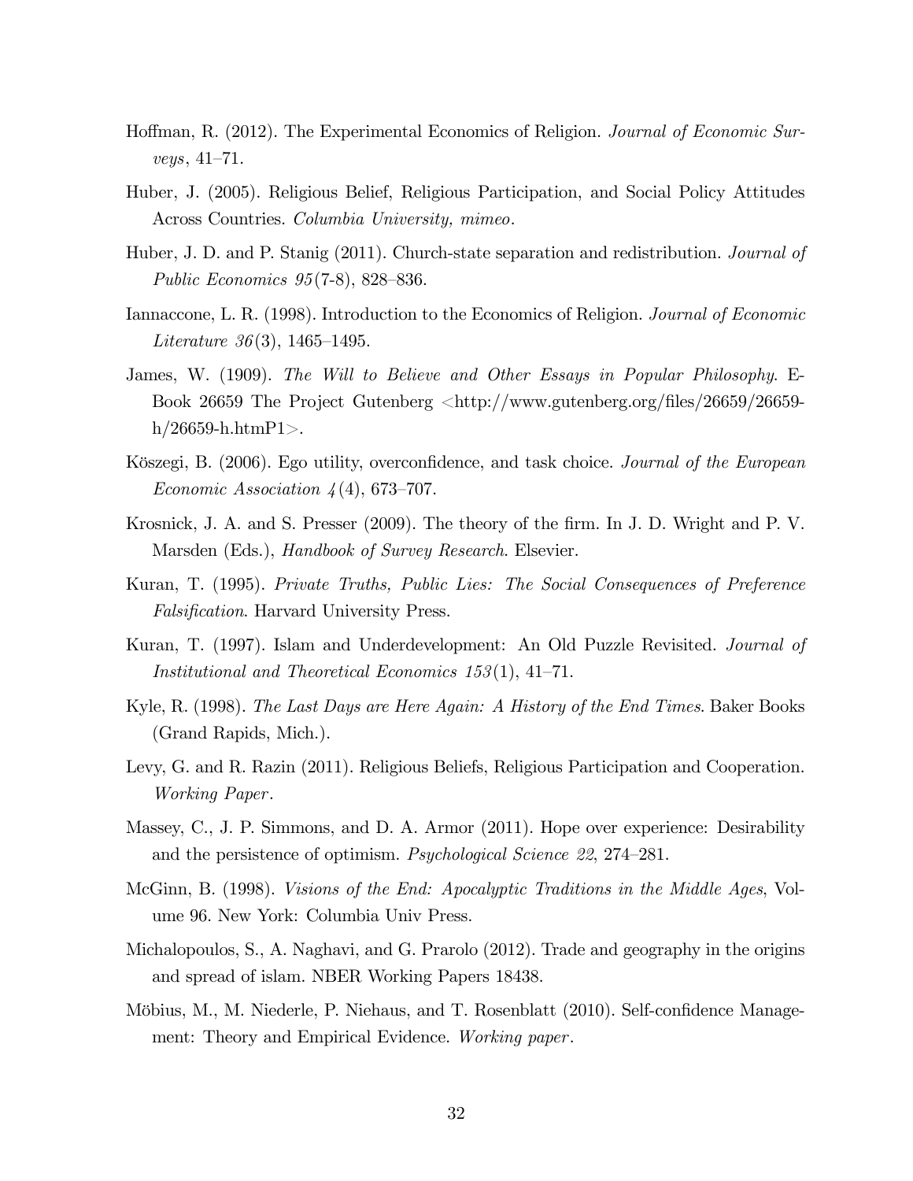Hoffman, R. (2012). The Experimental Economics of Religion. *Journal of Economic Surveys*, 41–71.

Huber, J. (2005). Religious Belief, Religious Participation, and Social Policy Attitudes Across Countries. *Columbia University, mimeo*.

Huber, J. D. and P. Stanig (2011). Church-state separation and redistribution. *Journal of Public Economics 95*(7-8), 828–836.

Iannaccone, L. R. (1998). Introduction to the Economics of Religion. *Journal of Economic Literature 36*(3), 1465–1495.

James, W. (1909). *The Will to Believe and Other Essays in Popular Philosophy*. E-Book 26659 The Project Gutenberg <http://www.gutenberg.org/files/26659/26659-h/26659-h.htmP1>.

Köszegi, B. (2006). Ego utility, overconfidence, and task choice. *Journal of the European Economic Association 4*(4), 673–707.

Krosnick, J. A. and S. Presser (2009). The theory of the firm. In J. D. Wright and P. V. Marsden (Eds.), *Handbook of Survey Research*. Elsevier.

Kuran, T. (1995). *Private Truths, Public Lies: The Social Consequences of Preference Falsification*. Harvard University Press.

Kuran, T. (1997). Islam and Underdevelopment: An Old Puzzle Revisited. *Journal of Institutional and Theoretical Economics 153*(1), 41–71.

Kyle, R. (1998). *The Last Days are Here Again: A History of the End Times*. Baker Books (Grand Rapids, Mich.).

Levy, G. and R. Razin (2011). Religious Beliefs, Religious Participation and Cooperation. *Working Paper*.

Massey, C., J. P. Simmons, and D. A. Armor (2011). Hope over experience: Desirability and the persistence of optimism. *Psychological Science 22*, 274–281.

McGinn, B. (1998). *Visions of the End: Apocalyptic Traditions in the Middle Ages*, Volume 96. New York: Columbia Univ Press.

Michalopoulos, S., A. Naghavi, and G. Prarolo (2012). Trade and geography in the origins and spread of islam. NBER Working Papers 18438.

Möbius, M., M. Niederle, P. Niehaus, and T. Rosenblatt (2010). Self-confidence Management: Theory and Empirical Evidence. *Working paper*.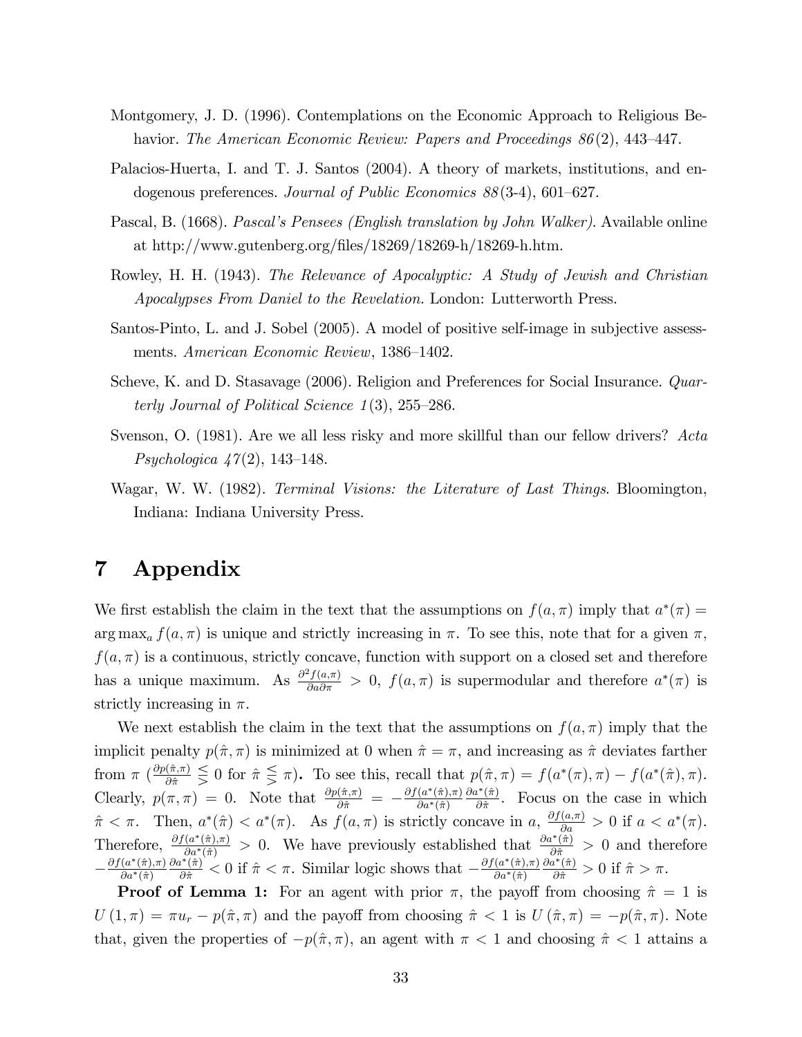Montgomery, J. D. (1996). Contemplations on the Economic Approach to Religious Behavior. *The American Economic Review: Papers and Proceedings 86*(2), 443–447.

Palacios-Huerta, I. and T. J. Santos (2004). A theory of markets, institutions, and endogenous preferences. *Journal of Public Economics 88*(3-4), 601–627.

Pascal, B. (1668). *Pascal's Pensees (English translation by John Walker)*. Available online at http://www.gutenberg.org/files/18269/18269-h/18269-h.htm.

Rowley, H. H. (1943). *The Relevance of Apocalyptic: A Study of Jewish and Christian Apocalypses From Daniel to the Revelation.* London: Lutterworth Press.

Santos-Pinto, L. and J. Sobel (2005). A model of positive self-image in subjective assessments. *American Economic Review*, 1386–1402.

Scheve, K. and D. Stasavage (2006). Religion and Preferences for Social Insurance. *Quarterly Journal of Political Science 1*(3), 255–286.

Svenson, O. (1981). Are we all less risky and more skillful than our fellow drivers? *Acta Psychologica 47*(2), 143–148.

Wagar, W. W. (1982). *Terminal Visions: the Literature of Last Things*. Bloomington, Indiana: Indiana University Press.

# 7 Appendix

We first establish the claim in the text that the assumptions on $f(a,\pi)$ imply that $a^*(\pi) = \arg\max_a f(a,\pi)$ is unique and strictly increasing in $\pi$. To see this, note that for a given $\pi$, $f(a,\pi)$ is a continuous, strictly concave, function with support on a closed set and therefore has a unique maximum. As $\frac{\partial^2 f(a,\pi)}{\partial a \partial \pi} > 0$, $f(a,\pi)$ is supermodular and therefore $a^*(\pi)$ is strictly increasing in $\pi$.

We next establish the claim in the text that the assumptions on $f(a,\pi)$ imply that the implicit penalty $p(\hat{\pi},\pi)$ is minimized at 0 when $\hat{\pi} = \pi$, and increasing as $\hat{\pi}$ deviates farther from $\pi$ ($\frac{\partial p(\hat{\pi},\pi)}{\partial \hat{\pi}} \lesseqgtr 0$ for $\hat{\pi} \lesseqgtr \pi$). To see this, recall that $p(\hat{\pi},\pi) = f(a^*(\pi),\pi) - f(a^*(\hat{\pi}),\pi)$. Clearly, $p(\pi,\pi) = 0$. Note that $\frac{\partial p(\hat{\pi},\pi)}{\partial \hat{\pi}} = -\frac{\partial f(a^*(\hat{\pi}),\pi)}{\partial a^*(\hat{\pi})} \frac{\partial a^*(\hat{\pi})}{\partial \hat{\pi}}$. Focus on the case in which $\hat{\pi} < \pi$. Then, $a^*(\hat{\pi}) < a^*(\pi)$. As $f(a,\pi)$ is strictly concave in $a$, $\frac{\partial f(a,\pi)}{\partial a} > 0$ if $a < a^*(\pi)$. Therefore, $\frac{\partial f(a^*(\hat{\pi}),\pi)}{\partial a^*(\hat{\pi})} > 0$. We have previously established that $\frac{\partial a^*(\hat{\pi})}{\partial \hat{\pi}} > 0$ and therefore $-\frac{\partial f(a^*(\hat{\pi}),\pi)}{\partial a^*(\hat{\pi})} \frac{\partial a^*(\hat{\pi})}{\partial \hat{\pi}} < 0$ if $\hat{\pi} < \pi$. Similar logic shows that $-\frac{\partial f(a^*(\hat{\pi}),\pi)}{\partial a^*(\hat{\pi})} \frac{\partial a^*(\hat{\pi})}{\partial \hat{\pi}} > 0$ if $\hat{\pi} > \pi$.

**Proof of Lemma 1:** For an agent with prior $\pi$, the payoff from choosing $\hat{\pi} = 1$ is $U(1,\pi) = \pi u_r - p(\hat{\pi},\pi)$ and the payoff from choosing $\hat{\pi} < 1$ is $U(\hat{\pi},\pi) = -p(\hat{\pi},\pi)$. Note that, given the properties of $-p(\hat{\pi},\pi)$, an agent with $\pi < 1$ and choosing $\hat{\pi} < 1$ attains a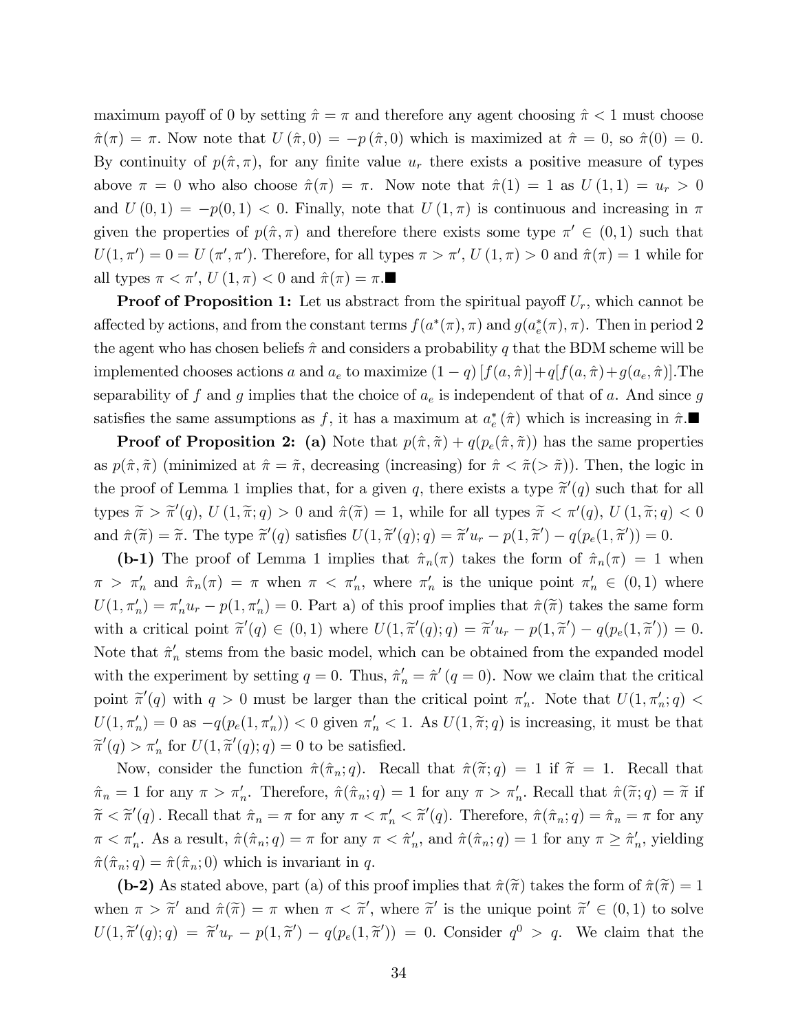maximum payoff of 0 by setting $\hat{\pi} = \pi$ and therefore any agent choosing $\hat{\pi} < 1$ must choose $\hat{\pi}(\pi) = \pi$. Now note that $U(\hat{\pi}, 0) = -p(\hat{\pi}, 0)$ which is maximized at $\hat{\pi} = 0$, so $\hat{\pi}(0) = 0$. By continuity of $p(\hat{\pi}, \pi)$, for any finite value $u_r$ there exists a positive measure of types above $\pi = 0$ who also choose $\hat{\pi}(\pi) = \pi$. Now note that $\hat{\pi}(1) = 1$ as $U(1, 1) = u_r > 0$ and $U(0, 1) = -p(0, 1) < 0$. Finally, note that $U(1, \pi)$ is continuous and increasing in $\pi$ given the properties of $p(\hat{\pi}, \pi)$ and therefore there exists some type $\pi' \in (0, 1)$ such that $U(1, \pi') = 0 = U(\pi', \pi')$. Therefore, for all types $\pi > \pi'$, $U(1, \pi) > 0$ and $\hat{\pi}(\pi) = 1$ while for all types $\pi < \pi'$, $U(1, \pi) < 0$ and $\hat{\pi}(\pi) = \pi$.■

**Proof of Proposition 1:** Let us abstract from the spiritual payoff $U_r$, which cannot be affected by actions, and from the constant terms $f(a^*(\pi), \pi)$ and $g(a_e^*(\pi), \pi)$. Then in period 2 the agent who has chosen beliefs $\hat{\pi}$ and considers a probability $q$ that the BDM scheme will be implemented chooses actions $a$ and $a_e$ to maximize $(1-q)[f(a, \hat{\pi})] + q[f(a, \hat{\pi}) + g(a_e, \hat{\pi})]$.The separability of $f$ and $g$ implies that the choice of $a_e$ is independent of that of $a$. And since $g$ satisfies the same assumptions as $f$, it has a maximum at $a_e^*(\hat{\pi})$ which is increasing in $\hat{\pi}$.■

**Proof of Proposition 2: (a)** Note that $p(\hat{\pi}, \widetilde{\pi}) + q(p_e(\hat{\pi}, \widetilde{\pi}))$ has the same properties as $p(\hat{\pi}, \widetilde{\pi})$ (minimized at $\hat{\pi} = \widetilde{\pi}$, decreasing (increasing) for $\hat{\pi} < \widetilde{\pi}(> \widetilde{\pi})$). Then, the logic in the proof of Lemma 1 implies that, for a given $q$, there exists a type $\widetilde{\pi}'(q)$ such that for all types $\widetilde{\pi} > \widetilde{\pi}'(q)$, $U(1, \widetilde{\pi}; q) > 0$ and $\hat{\pi}(\widetilde{\pi}) = 1$, while for all types $\widetilde{\pi} < \pi'(q)$, $U(1, \widetilde{\pi}; q) < 0$ and $\hat{\pi}(\widetilde{\pi}) = \widetilde{\pi}$. The type $\widetilde{\pi}'(q)$ satisfies $U(1, \widetilde{\pi}'(q); q) = \widetilde{\pi}' u_r - p(1, \widetilde{\pi}') - q(p_e(1, \widetilde{\pi}')) = 0$.

**(b-1)** The proof of Lemma 1 implies that $\hat{\pi}_n(\pi)$ takes the form of $\hat{\pi}_n(\pi) = 1$ when $\pi > \pi'_n$ and $\hat{\pi}_n(\pi) = \pi$ when $\pi < \pi'_n$, where $\pi'_n$ is the unique point $\pi'_n \in (0, 1)$ where $U(1, \pi'_n) = \pi'_n u_r - p(1, \pi'_n) = 0$. Part a) of this proof implies that $\hat{\pi}(\widetilde{\pi})$ takes the same form with a critical point $\widetilde{\pi}'(q) \in (0, 1)$ where $U(1, \widetilde{\pi}'(q); q) = \widetilde{\pi}' u_r - p(1, \widetilde{\pi}') - q(p_e(1, \widetilde{\pi}')) = 0$. Note that $\hat{\pi}'_n$ stems from the basic model, which can be obtained from the expanded model with the experiment by setting $q = 0$. Thus, $\hat{\pi}'_n = \hat{\pi}'(q = 0)$. Now we claim that the critical point $\widetilde{\pi}'(q)$ with $q > 0$ must be larger than the critical point $\pi'_n$. Note that $U(1, \pi'_n; q) < U(1, \pi'_n) = 0$ as $-q(p_e(1, \pi'_n)) < 0$ given $\pi'_n < 1$. As $U(1, \widetilde{\pi}; q)$ is increasing, it must be that $\widetilde{\pi}'(q) > \pi'_n$ for $U(1, \widetilde{\pi}'(q); q) = 0$ to be satisfied.

Now, consider the function $\hat{\pi}(\hat{\pi}_n; q)$. Recall that $\hat{\pi}(\widetilde{\pi}; q) = 1$ if $\widetilde{\pi} = 1$. Recall that $\hat{\pi}_n = 1$ for any $\pi > \pi'_n$. Therefore, $\hat{\pi}(\hat{\pi}_n; q) = 1$ for any $\pi > \pi'_n$. Recall that $\hat{\pi}(\widetilde{\pi}; q) = \widetilde{\pi}$ if $\widetilde{\pi} < \widetilde{\pi}'(q)$. Recall that $\hat{\pi}_n = \pi$ for any $\pi < \pi'_n < \widetilde{\pi}'(q)$. Therefore, $\hat{\pi}(\hat{\pi}_n; q) = \hat{\pi}_n = \pi$ for any $\pi < \pi'_n$. As a result, $\hat{\pi}(\hat{\pi}_n; q) = \pi$ for any $\pi < \hat{\pi}'_n$, and $\hat{\pi}(\hat{\pi}_n; q) = 1$ for any $\pi \geq \hat{\pi}'_n$, yielding $\hat{\pi}(\hat{\pi}_n; q) = \hat{\pi}(\hat{\pi}_n; 0)$ which is invariant in $q$.

**(b-2)** As stated above, part (a) of this proof implies that $\hat{\pi}(\widetilde{\pi})$ takes the form of $\hat{\pi}(\widetilde{\pi}) = 1$ when $\pi > \widetilde{\pi}'$ and $\hat{\pi}(\widetilde{\pi}) = \pi$ when $\pi < \widetilde{\pi}'$, where $\widetilde{\pi}'$ is the unique point $\widetilde{\pi}' \in (0, 1)$ to solve $U(1, \widetilde{\pi}'(q); q) = \widetilde{\pi}' u_r - p(1, \widetilde{\pi}') - q(p_e(1, \widetilde{\pi}')) = 0$. Consider $q^0 > q$. We claim that the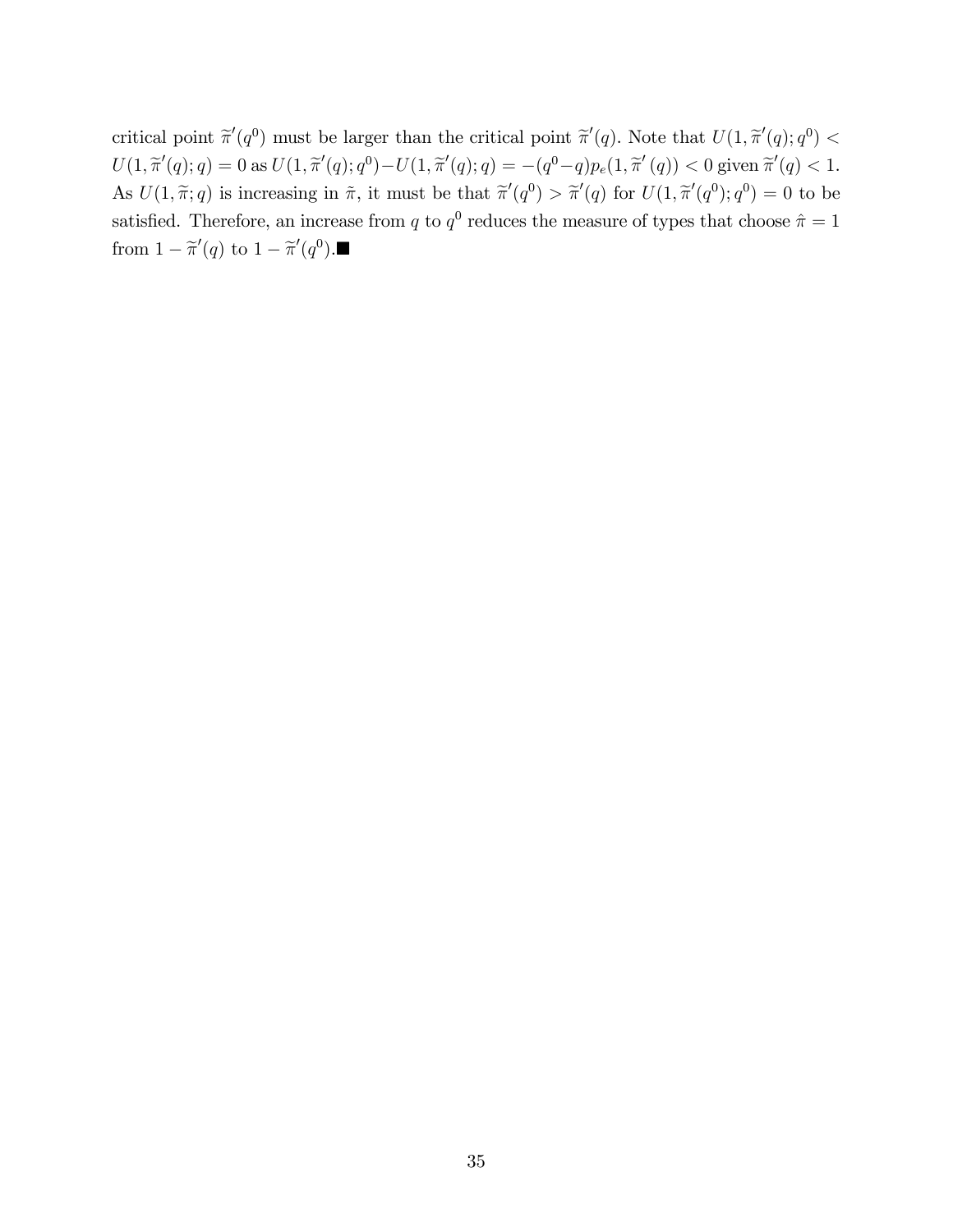critical point $\widetilde{\pi}'(q^0)$ must be larger than the critical point $\widetilde{\pi}'(q)$. Note that $U(1, \widetilde{\pi}'(q); q^0) < U(1, \widetilde{\pi}'(q); q) = 0$ as $U(1, \widetilde{\pi}'(q); q^0) - U(1, \widetilde{\pi}'(q); q) = -(q^0 - q)p_e(1, \widetilde{\pi}'(q)) < 0$ given $\widetilde{\pi}'(q) < 1$. As $U(1, \widetilde{\pi}; q)$ is increasing in $\widetilde{\pi}$, it must be that $\widetilde{\pi}'(q^0) > \widetilde{\pi}'(q)$ for $U(1, \widetilde{\pi}'(q^0); q^0) = 0$ to be satisfied. Therefore, an increase from $q$ to $q^0$ reduces the measure of types that choose $\hat{\pi} = 1$ from $1 - \widetilde{\pi}'(q)$ to $1 - \widetilde{\pi}'(q^0)$.■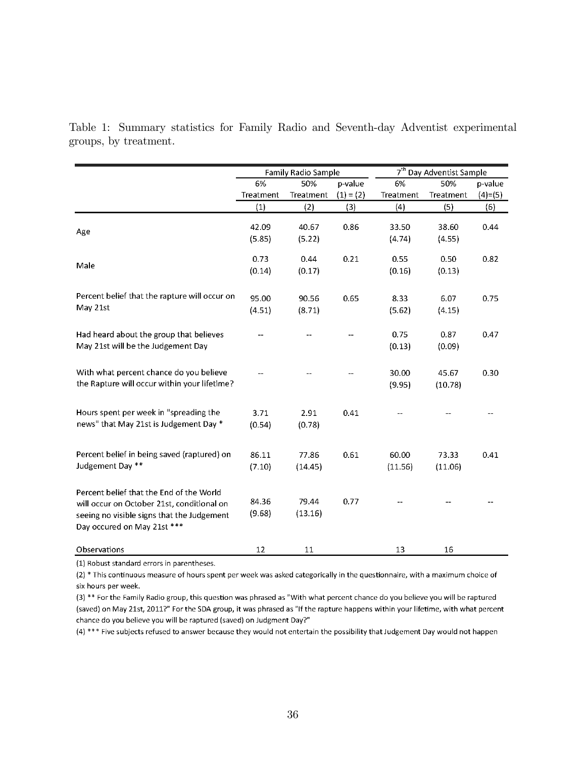Table 1: Summary statistics for Family Radio and Seventh-day Adventist experimental groups, by treatment.

| | Family Radio Sample | | | 7th Day Adventist Sample | | |
|---|---|---|---|---|---|---|
| | 6% Treatment | 50% Treatment | p-value (1) = (2) | 6% Treatment | 50% Treatment | p-value (4)=(5) |
| | (1) | (2) | (3) | (4) | (5) | (6) |
| Age | 42.09 | 40.67 | 0.86 | 33.50 | 38.60 | 0.44 |
| | (5.85) | (5.22) | | (4.74) | (4.55) | |
| Male | 0.73 | 0.44 | 0.21 | 0.55 | 0.50 | 0.82 |
| | (0.14) | (0.17) | | (0.16) | (0.13) | |
| Percent belief that the rapture will occur on May 21st | 95.00 | 90.56 | 0.65 | 8.33 | 6.07 | 0.75 |
| | (4.51) | (8.71) | | (5.62) | (4.15) | |
| Had heard about the group that believes May 21st will be the Judgement Day | -- | -- | -- | 0.75 | 0.87 | 0.47 |
| | | | | (0.13) | (0.09) | |
| With what percent chance do you believe the Rapture will occur within your lifetime? | -- | -- | -- | 30.00 | 45.67 | 0.30 |
| | | | | (9.95) | (10.78) | |
| Hours spent per week in "spreading the news" that May 21st is Judgement Day * | 3.71 | 2.91 | 0.41 | -- | -- | -- |
| | (0.54) | (0.78) | | | | |
| Percent belief in being saved (raptured) on Judgement Day ** | 86.11 | 77.86 | 0.61 | 60.00 | 73.33 | 0.41 |
| | (7.10) | (14.45) | | (11.56) | (11.06) | |
| Percent belief that the End of the World will occur on October 21st, conditional on seeing no visible signs that the Judgement Day occured on May 21st *** | 84.36 | 79.44 | 0.77 | -- | -- | -- |
| | (9.68) | (13.16) | | | | |
| Observations | 12 | 11 | | 13 | 16 | |

(1) Robust standard errors in parentheses.

(2) * This continuous measure of hours spent per week was asked categorically in the questionnaire, with a maximum choice of six hours per week.

(3) ** For the Family Radio group, this question was phrased as "With what percent chance do you believe you will be raptured (saved) on May 21st, 2011?" For the SDA group, it was phrased as "If the rapture happens within your lifetime, with what percent chance do you believe you will be raptured (saved) on Judgment Day?"

(4) *** Five subjects refused to answer because they would not entertain the possibility that Judgement Day would not happen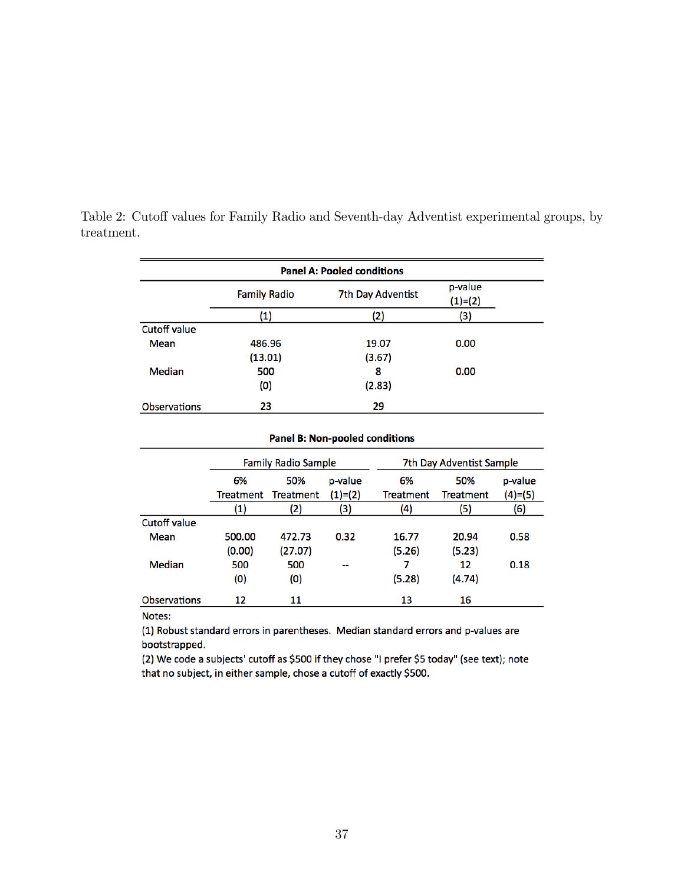Table 2: Cutoff values for Family Radio and Seventh-day Adventist experimental groups, by treatment.

**Panel A: Pooled conditions**

| | Family Radio | 7th Day Adventist | p-value (1)=(2) |
|---|---|---|---|
| | (1) | (2) | (3) |
| Cutoff value | | | |
| Mean | 486.96 | 19.07 | 0.00 |
| | (13.01) | (3.67) | |
| Median | 500 | 8 | 0.00 |
| | (0) | (2.83) | |
| Observations | 23 | 29 | |

**Panel B: Non-pooled conditions**

| | Family Radio Sample | | | 7th Day Adventist Sample | | |
|---|---|---|---|---|---|---|
| | 6% Treatment | 50% Treatment | p-value (1)=(2) | 6% Treatment | 50% Treatment | p-value (4)=(5) |
| | (1) | (2) | (3) | (4) | (5) | (6) |
| Cutoff value | | | | | | |
| Mean | 500.00 | 472.73 | 0.32 | 16.77 | 20.94 | 0.58 |
| | (0.00) | (27.07) | | (5.26) | (5.23) | |
| Median | 500 | 500 | -- | 7 | 12 | 0.18 |
| | (0) | (0) | | (5.28) | (4.74) | |
| Observations | 12 | 11 | | 13 | 16 | |

Notes:

(1) Robust standard errors in parentheses. Median standard errors and p-values are bootstrapped.

(2) We code a subjects' cutoff as $500 if they chose "I prefer $5 today" (see text); note that no subject, in either sample, chose a cutoff of exactly $500.